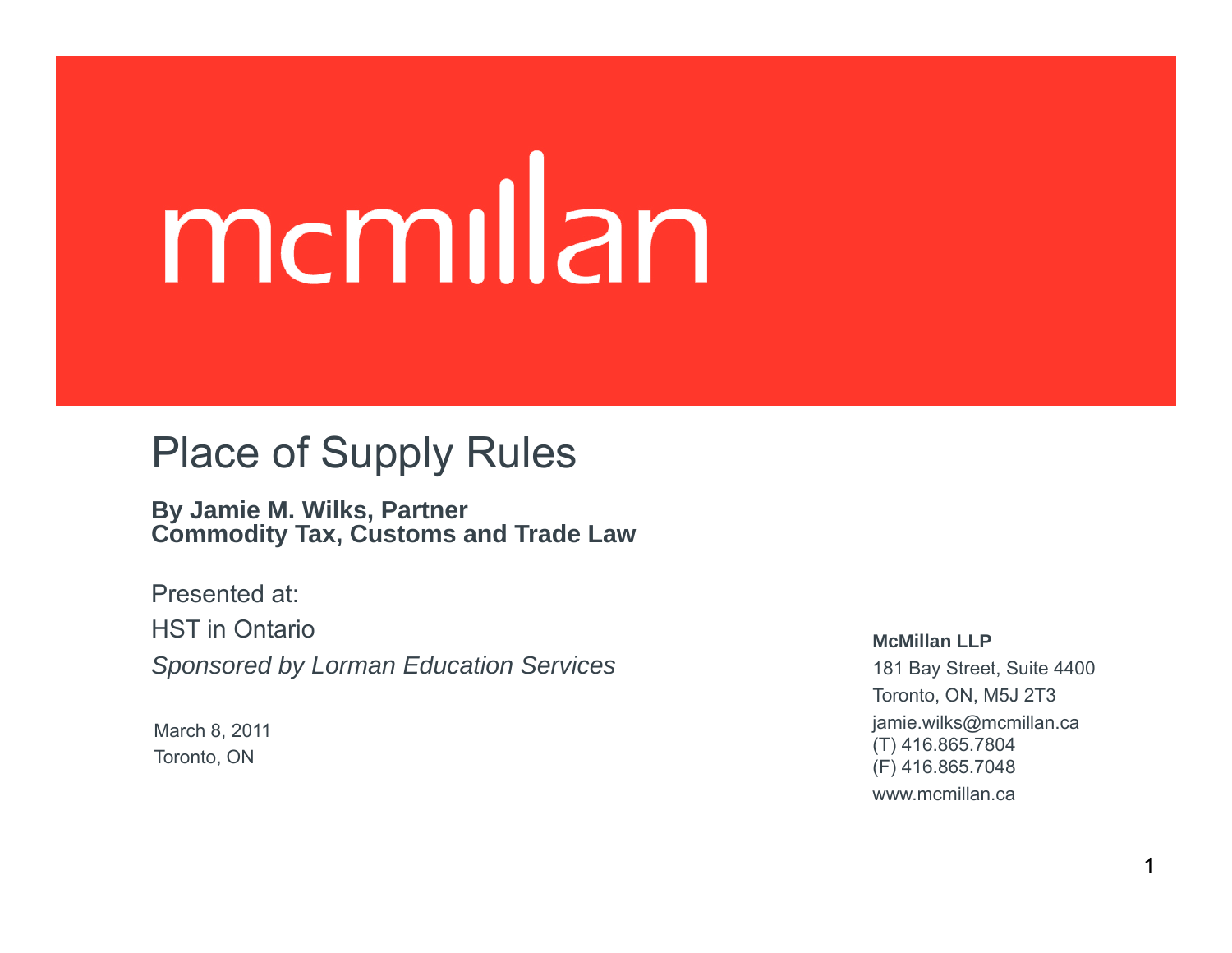mcmillan

# Place of Supply Rules

**By Jamie M. Wilks, Partner**
**Commodity Tax, Customs and Trade Law**

Presented at:

HST in Ontario

*Sponsored by Lorman Education Services*

March 8, 2011
Toronto, ON

**McMillan LLP**

181 Bay Street, Suite 4400
Toronto, ON, M5J 2T3
jamie.wilks@mcmillan.ca
(T) 416.865.7804
(F) 416.865.7048
www.mcmillan.ca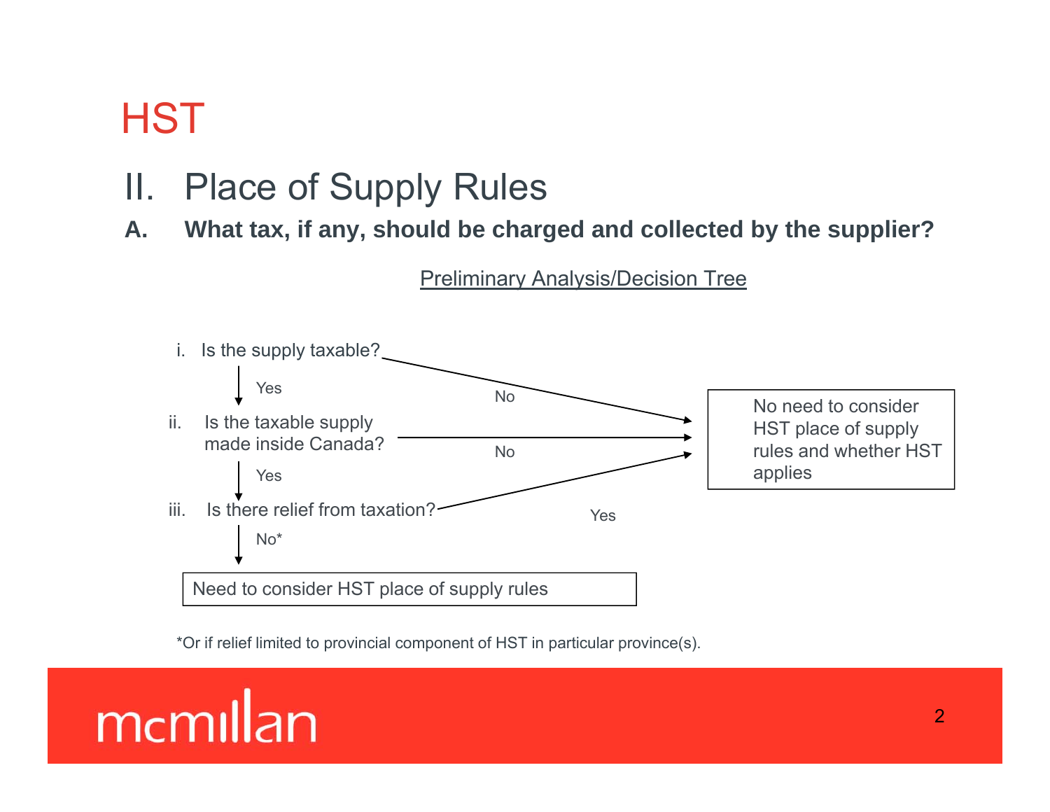# HST

## II. Place of Supply Rules

### A. What tax, if any, should be charged and collected by the supplier?

Preliminary Analysis/Decision Tree

i. Is the supply taxable?
- No → No need to consider HST place of supply rules and whether HST applies
- Yes ↓

ii. Is the taxable supply made inside Canada?
- No → No need to consider HST place of supply rules and whether HST applies
- Yes ↓

iii. Is there relief from taxation?
- Yes → No need to consider HST place of supply rules and whether HST applies
- No* ↓

Need to consider HST place of supply rules

*Or if relief limited to provincial component of HST in particular province(s).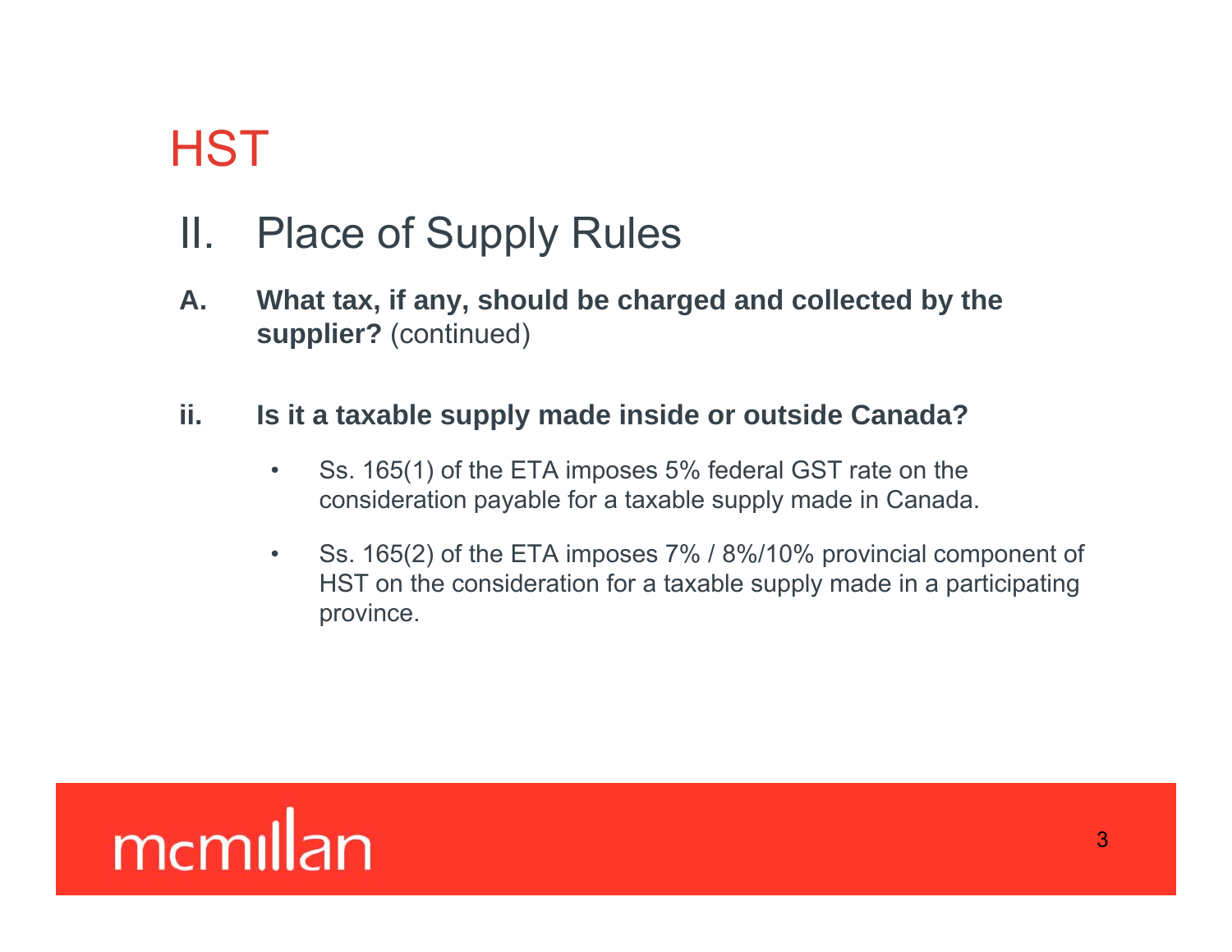# HST

## II. Place of Supply Rules

**A. What tax, if any, should be charged and collected by the supplier?** (continued)

**ii. Is it a taxable supply made inside or outside Canada?**

- Ss. 165(1) of the ETA imposes 5% federal GST rate on the consideration payable for a taxable supply made in Canada.
- Ss. 165(2) of the ETA imposes 7% / 8%/10% provincial component of HST on the consideration for a taxable supply made in a participating province.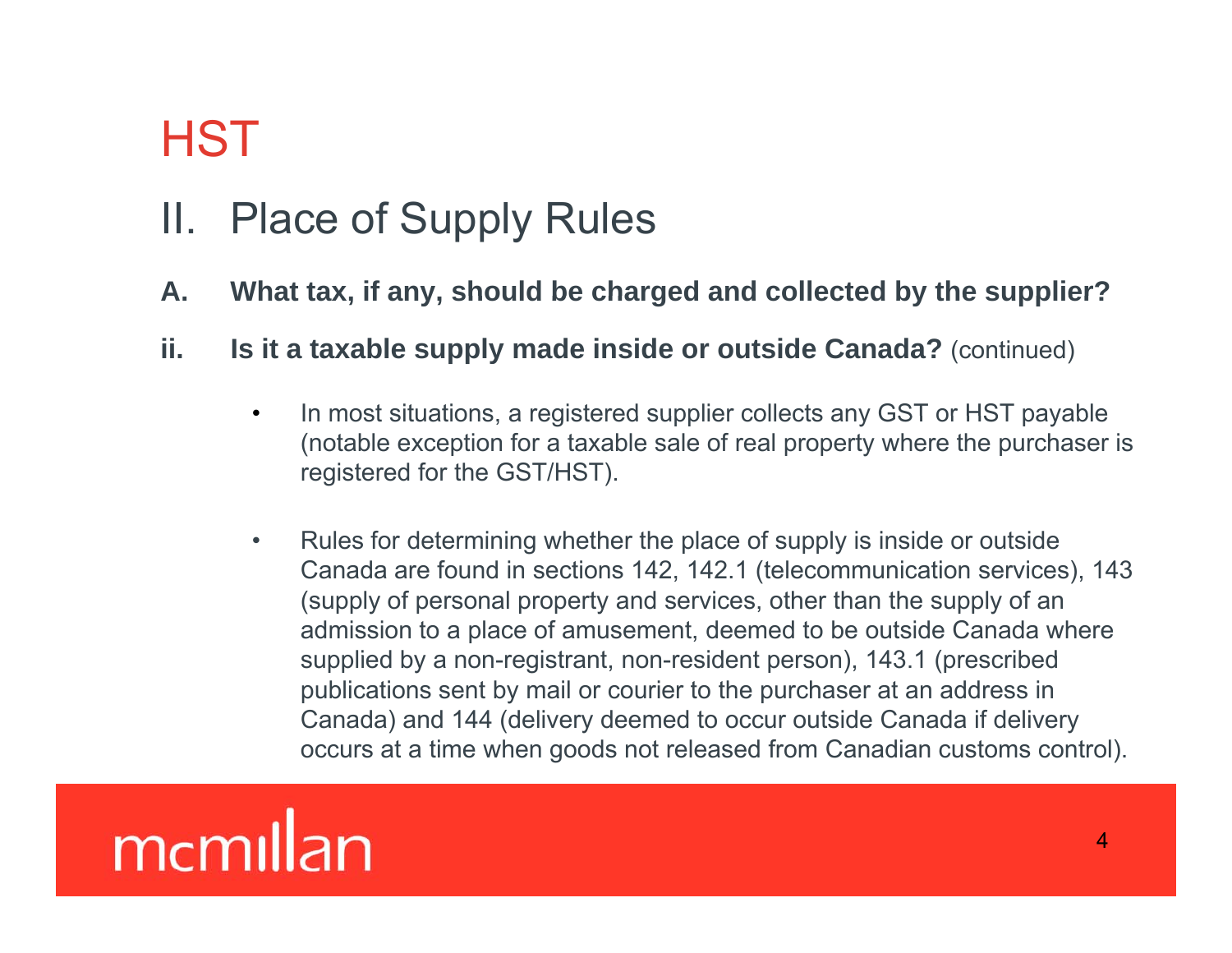# HST

## II. Place of Supply Rules

**A. What tax, if any, should be charged and collected by the supplier?**

**ii. Is it a taxable supply made inside or outside Canada?** (continued)

- In most situations, a registered supplier collects any GST or HST payable (notable exception for a taxable sale of real property where the purchaser is registered for the GST/HST).
- Rules for determining whether the place of supply is inside or outside Canada are found in sections 142, 142.1 (telecommunication services), 143 (supply of personal property and services, other than the supply of an admission to a place of amusement, deemed to be outside Canada where supplied by a non-registrant, non-resident person), 143.1 (prescribed publications sent by mail or courier to the purchaser at an address in Canada) and 144 (delivery deemed to occur outside Canada if delivery occurs at a time when goods not released from Canadian customs control).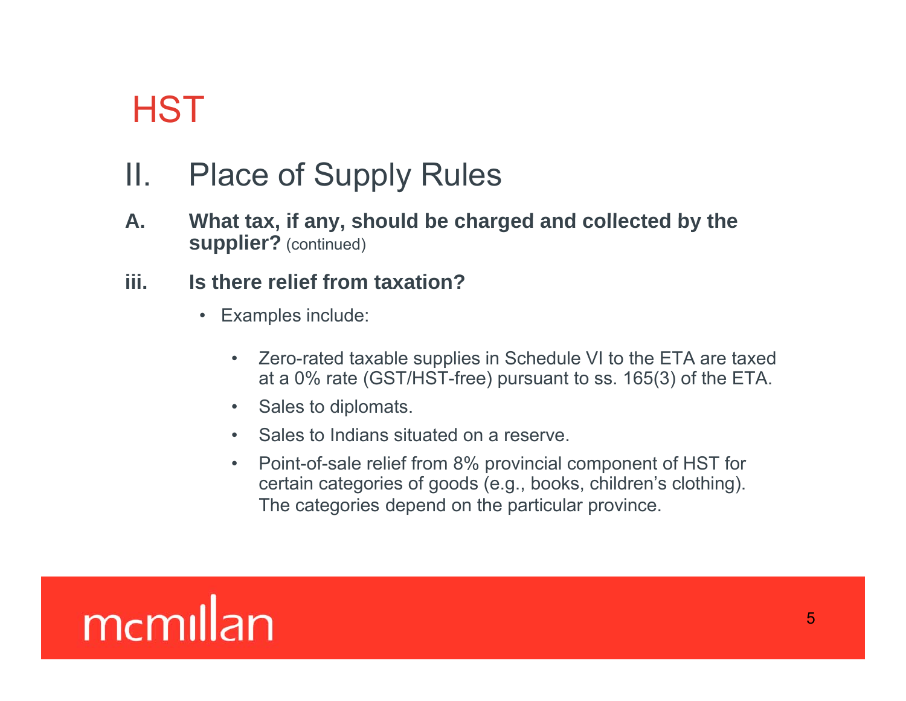# HST

## II. Place of Supply Rules

**A. What tax, if any, should be charged and collected by the supplier?** (continued)

**iii. Is there relief from taxation?**

- Examples include:
  - Zero-rated taxable supplies in Schedule VI to the ETA are taxed at a 0% rate (GST/HST-free) pursuant to ss. 165(3) of the ETA.
  - Sales to diplomats.
  - Sales to Indians situated on a reserve.
  - Point-of-sale relief from 8% provincial component of HST for certain categories of goods (e.g., books, children's clothing). The categories depend on the particular province.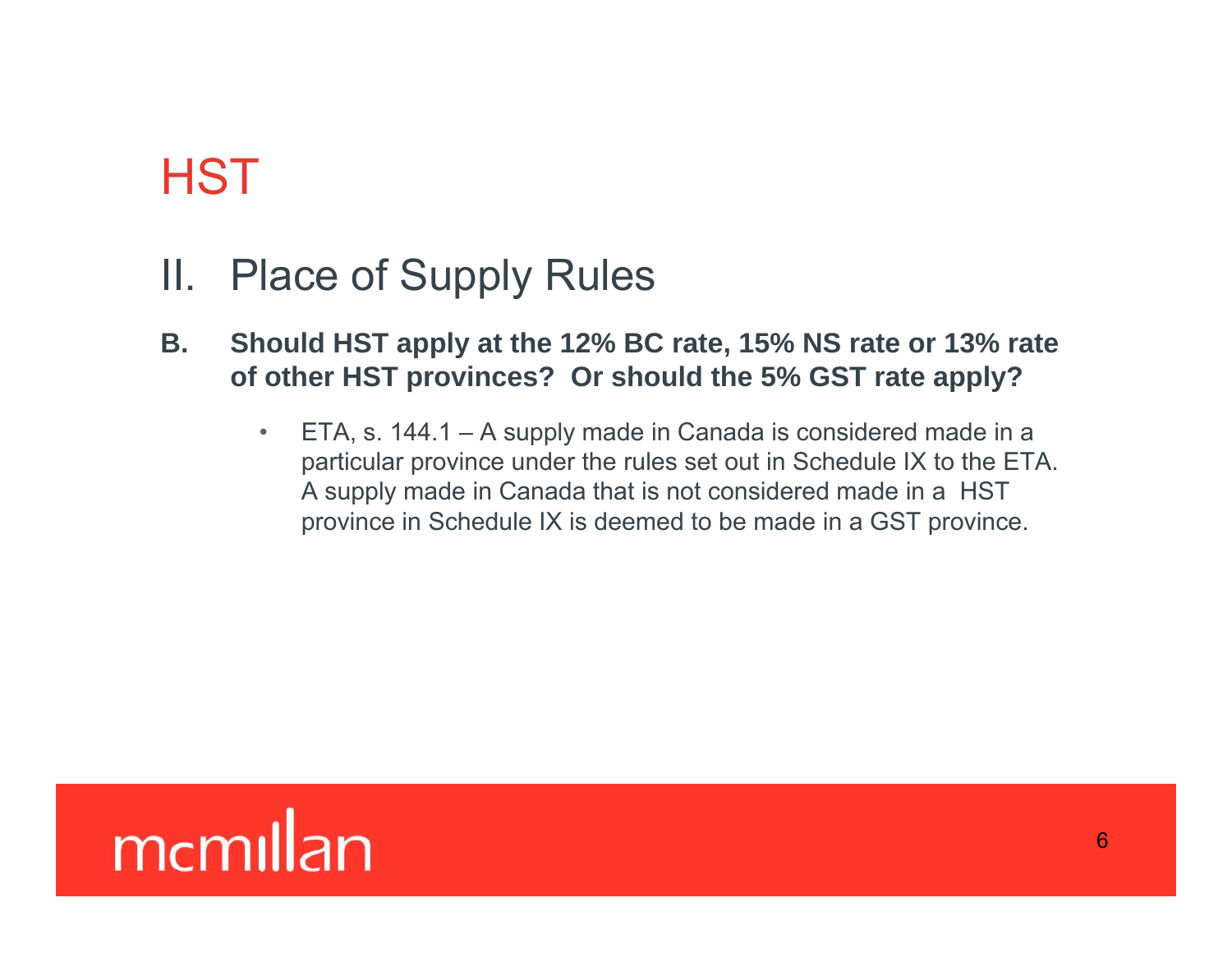# HST

## II. Place of Supply Rules

**B. Should HST apply at the 12% BC rate, 15% NS rate or 13% rate of other HST provinces? Or should the 5% GST rate apply?**

- ETA, s. 144.1 – A supply made in Canada is considered made in a particular province under the rules set out in Schedule IX to the ETA. A supply made in Canada that is not considered made in a HST province in Schedule IX is deemed to be made in a GST province.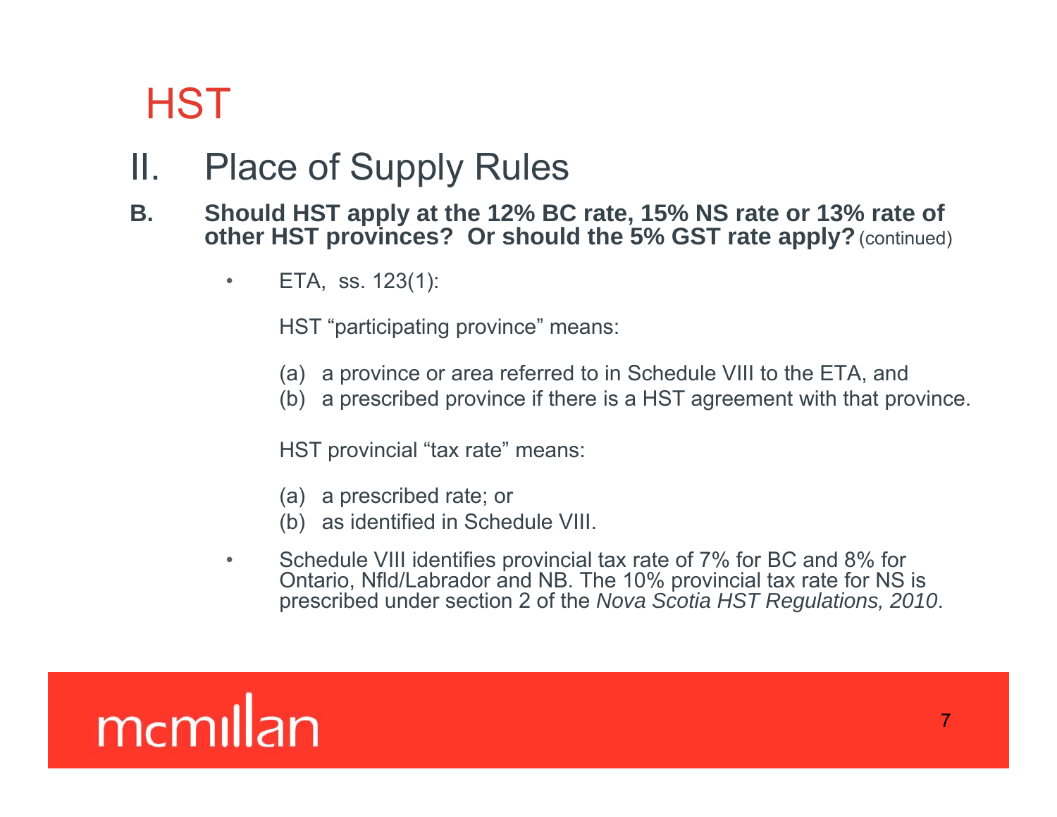# HST

## II. Place of Supply Rules

**B. Should HST apply at the 12% BC rate, 15% NS rate or 13% rate of other HST provinces? Or should the 5% GST rate apply?** (continued)

- ETA, ss. 123(1):

  HST "participating province" means:

  (a) a province or area referred to in Schedule VIII to the ETA, and
  (b) a prescribed province if there is a HST agreement with that province.

  HST provincial "tax rate" means:

  (a) a prescribed rate; or
  (b) as identified in Schedule VIII.

- Schedule VIII identifies provincial tax rate of 7% for BC and 8% for Ontario, Nfld/Labrador and NB. The 10% provincial tax rate for NS is prescribed under section 2 of the *Nova Scotia HST Regulations, 2010*.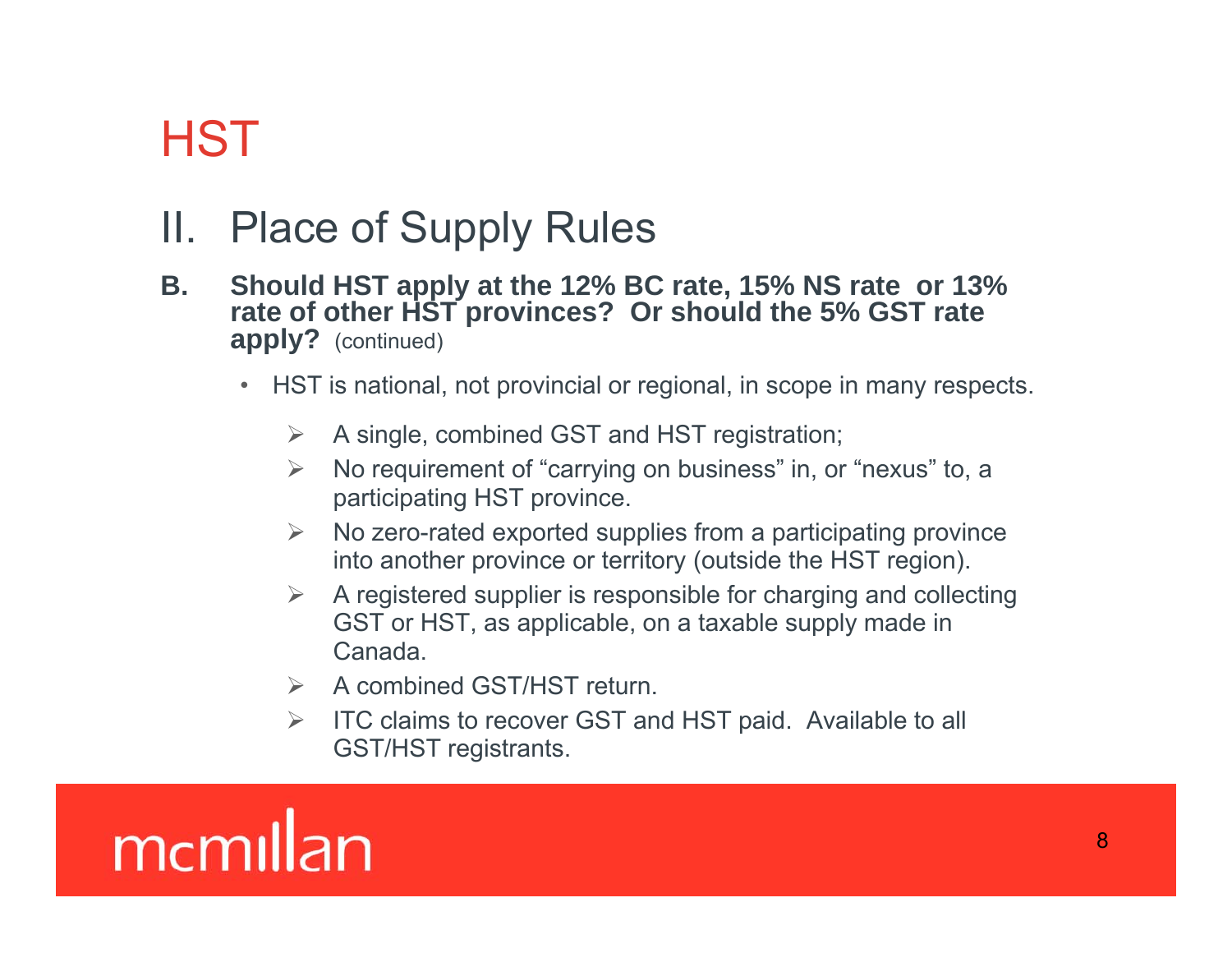# HST

## II. Place of Supply Rules

**B. Should HST apply at the 12% BC rate, 15% NS rate or 13% rate of other HST provinces? Or should the 5% GST rate apply?** (continued)

- HST is national, not provincial or regional, in scope in many respects.
  - A single, combined GST and HST registration;
  - No requirement of "carrying on business" in, or "nexus" to, a participating HST province.
  - No zero-rated exported supplies from a participating province into another province or territory (outside the HST region).
  - A registered supplier is responsible for charging and collecting GST or HST, as applicable, on a taxable supply made in Canada.
  - A combined GST/HST return.
  - ITC claims to recover GST and HST paid. Available to all GST/HST registrants.

mcmillan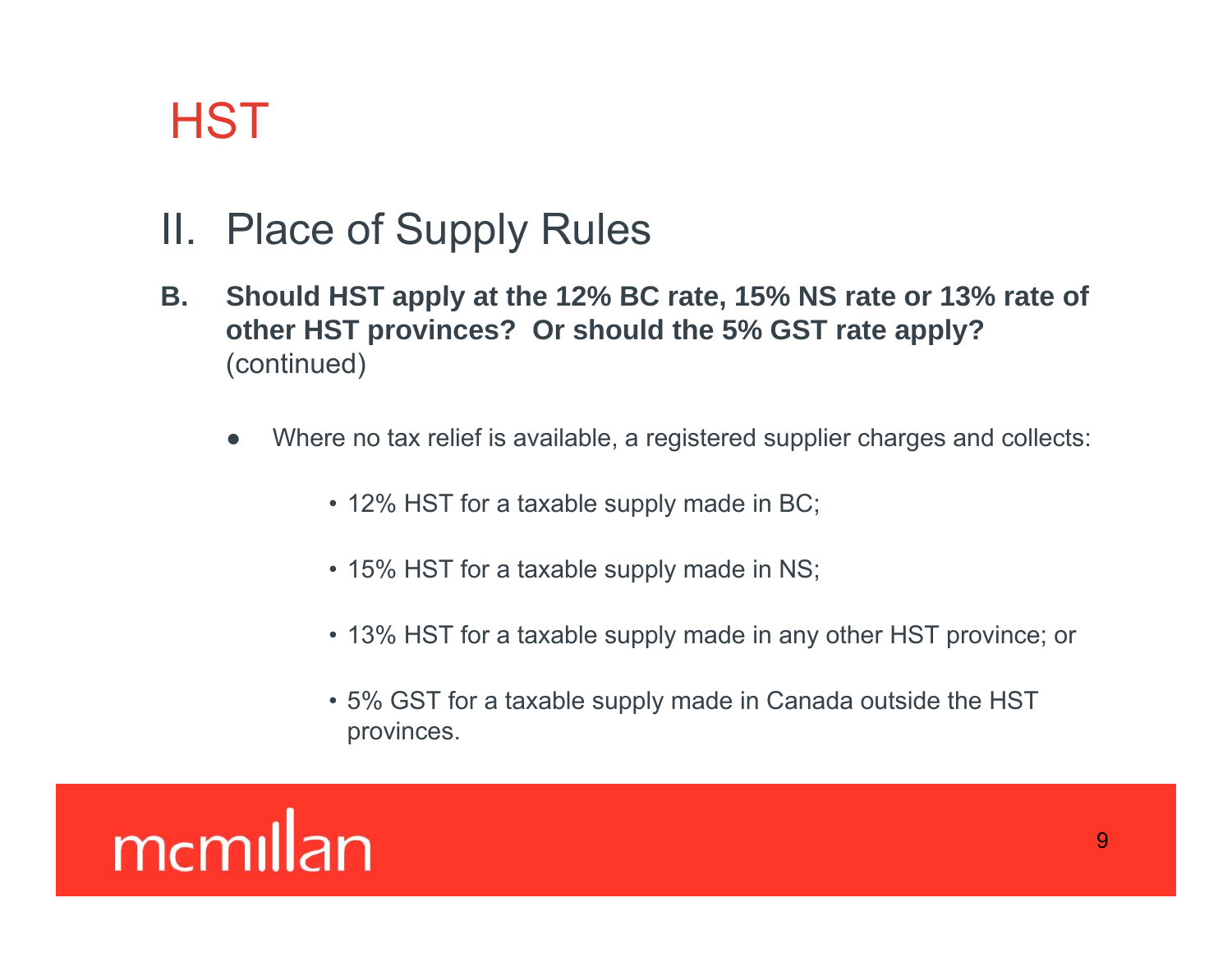# HST

## II. Place of Supply Rules

**B. Should HST apply at the 12% BC rate, 15% NS rate or 13% rate of other HST provinces? Or should the 5% GST rate apply?** (continued)

- Where no tax relief is available, a registered supplier charges and collects:
  - 12% HST for a taxable supply made in BC;
  - 15% HST for a taxable supply made in NS;
  - 13% HST for a taxable supply made in any other HST province; or
  - 5% GST for a taxable supply made in Canada outside the HST provinces.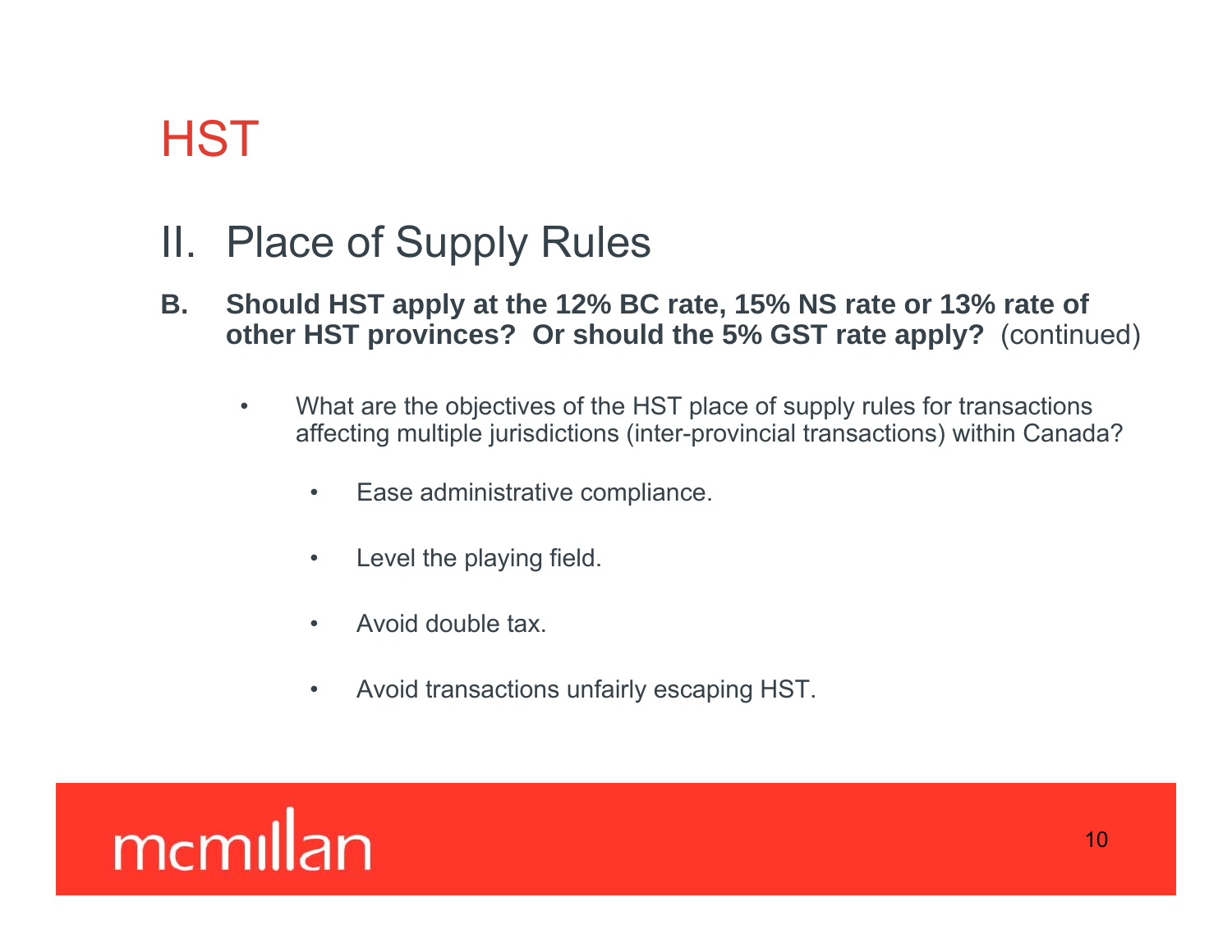# HST

## II. Place of Supply Rules

**B. Should HST apply at the 12% BC rate, 15% NS rate or 13% rate of other HST provinces? Or should the 5% GST rate apply?** (continued)

- What are the objectives of the HST place of supply rules for transactions affecting multiple jurisdictions (inter-provincial transactions) within Canada?
  - Ease administrative compliance.
  - Level the playing field.
  - Avoid double tax.
  - Avoid transactions unfairly escaping HST.

mcmillan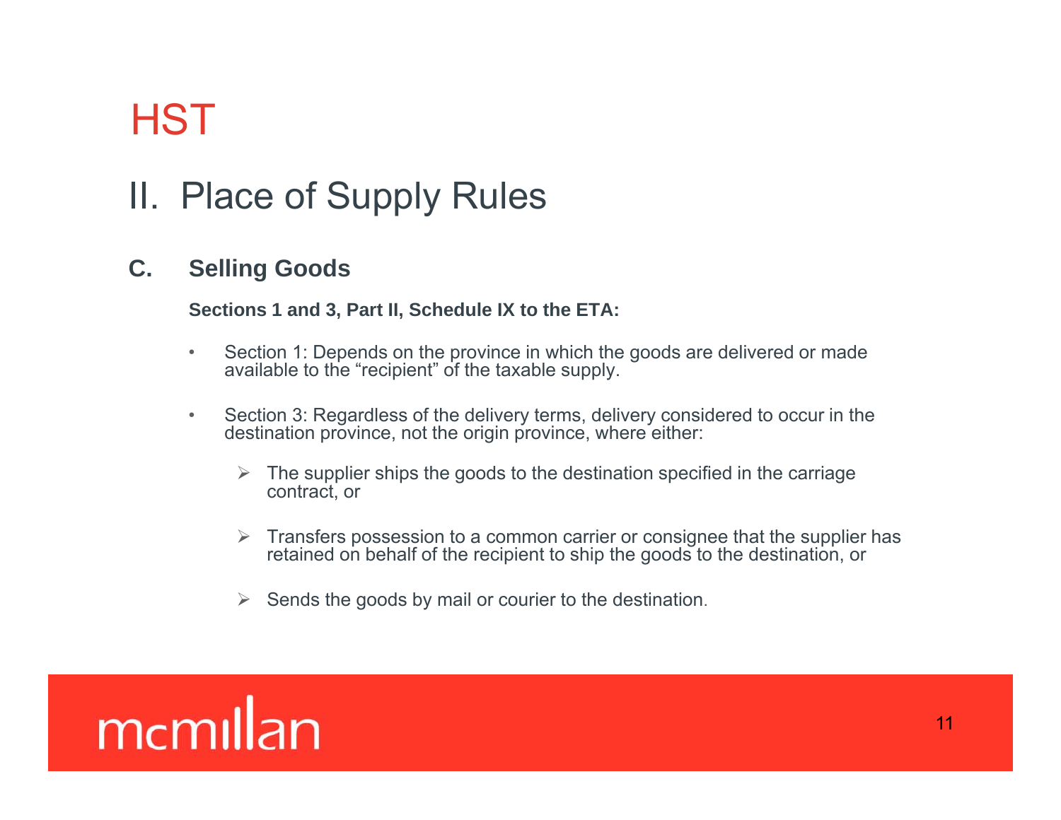# HST

## II. Place of Supply Rules

### C. Selling Goods

**Sections 1 and 3, Part II, Schedule IX to the ETA:**

- Section 1: Depends on the province in which the goods are delivered or made available to the “recipient” of the taxable supply.

- Section 3: Regardless of the delivery terms, delivery considered to occur in the destination province, not the origin province, where either:

  - The supplier ships the goods to the destination specified in the carriage contract, or

  - Transfers possession to a common carrier or consignee that the supplier has retained on behalf of the recipient to ship the goods to the destination, or

  - Sends the goods by mail or courier to the destination.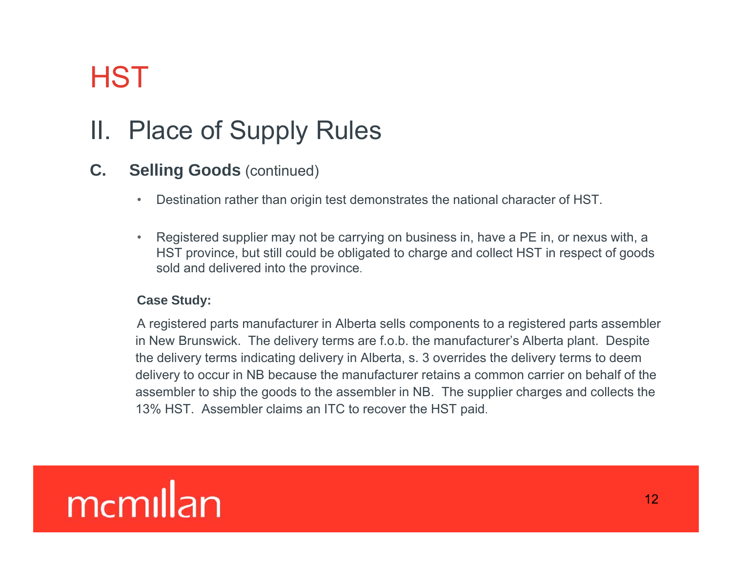# HST

## II. Place of Supply Rules

### C. Selling Goods (continued)

- Destination rather than origin test demonstrates the national character of HST.
- Registered supplier may not be carrying on business in, have a PE in, or nexus with, a HST province, but still could be obligated to charge and collect HST in respect of goods sold and delivered into the province.

**Case Study:**

A registered parts manufacturer in Alberta sells components to a registered parts assembler in New Brunswick. The delivery terms are f.o.b. the manufacturer's Alberta plant. Despite the delivery terms indicating delivery in Alberta, s. 3 overrides the delivery terms to deem delivery to occur in NB because the manufacturer retains a common carrier on behalf of the assembler to ship the goods to the assembler in NB. The supplier charges and collects the 13% HST. Assembler claims an ITC to recover the HST paid.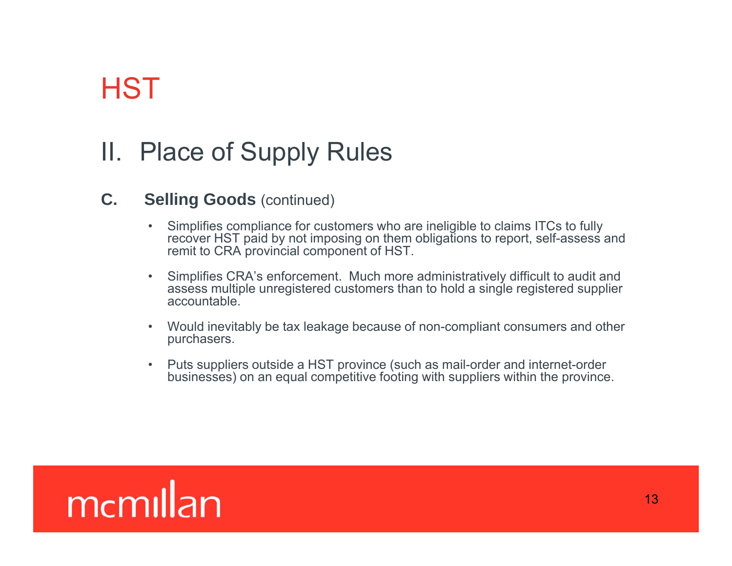# HST

## II. Place of Supply Rules

### C. **Selling Goods** (continued)

- Simplifies compliance for customers who are ineligible to claims ITCs to fully recover HST paid by not imposing on them obligations to report, self-assess and remit to CRA provincial component of HST.
- Simplifies CRA's enforcement. Much more administratively difficult to audit and assess multiple unregistered customers than to hold a single registered supplier accountable.
- Would inevitably be tax leakage because of non-compliant consumers and other purchasers.
- Puts suppliers outside a HST province (such as mail-order and internet-order businesses) on an equal competitive footing with suppliers within the province.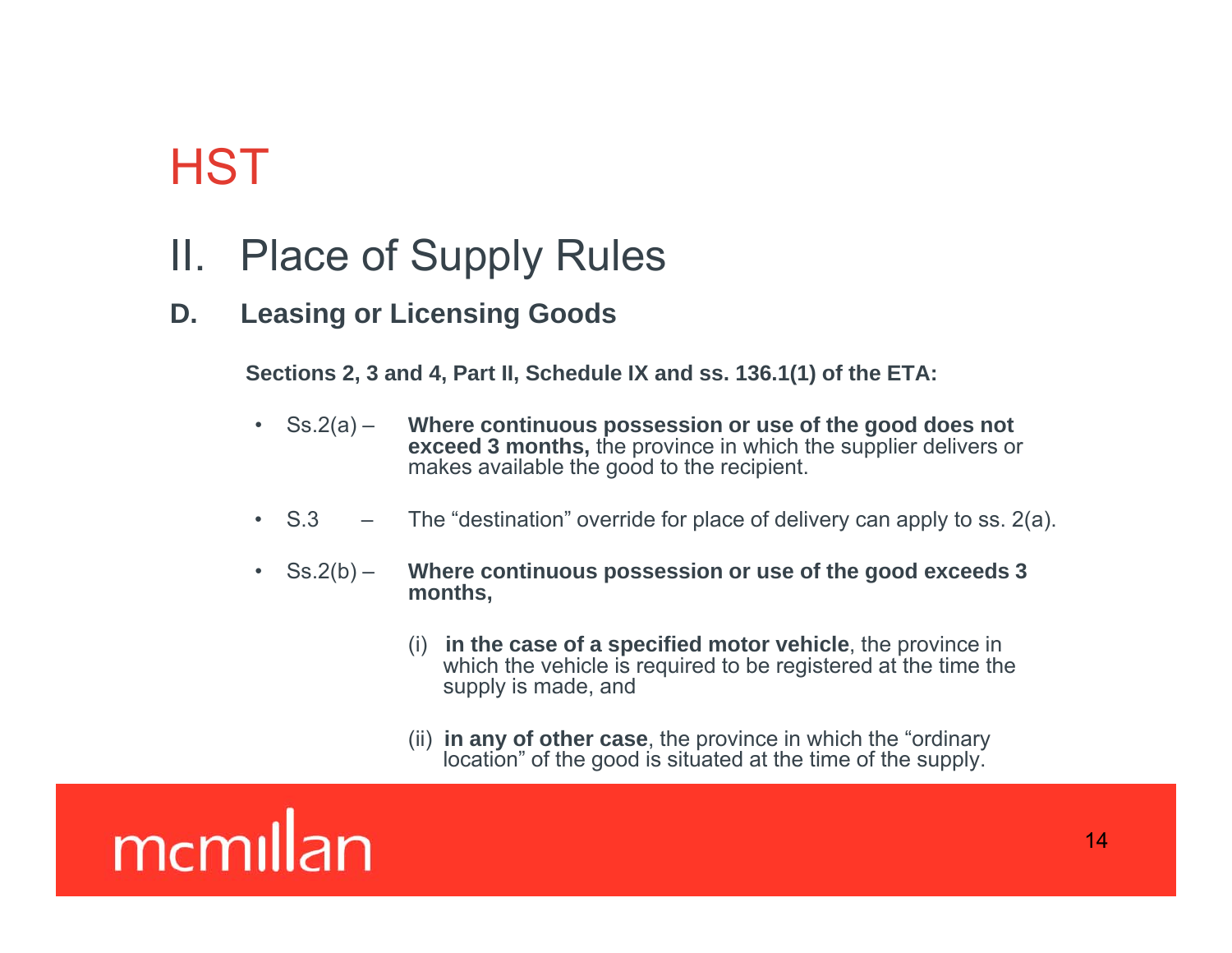# HST

## II. Place of Supply Rules

### D. Leasing or Licensing Goods

**Sections 2, 3 and 4, Part II, Schedule IX and ss. 136.1(1) of the ETA:**

- Ss.2(a) – **Where continuous possession or use of the good does not exceed 3 months,** the province in which the supplier delivers or makes available the good to the recipient.

- S.3 – The "destination" override for place of delivery can apply to ss. 2(a).

- Ss.2(b) – **Where continuous possession or use of the good exceeds 3 months,**

  (i) **in the case of a specified motor vehicle**, the province in which the vehicle is required to be registered at the time the supply is made, and

  (ii) **in any of other case**, the province in which the "ordinary location" of the good is situated at the time of the supply.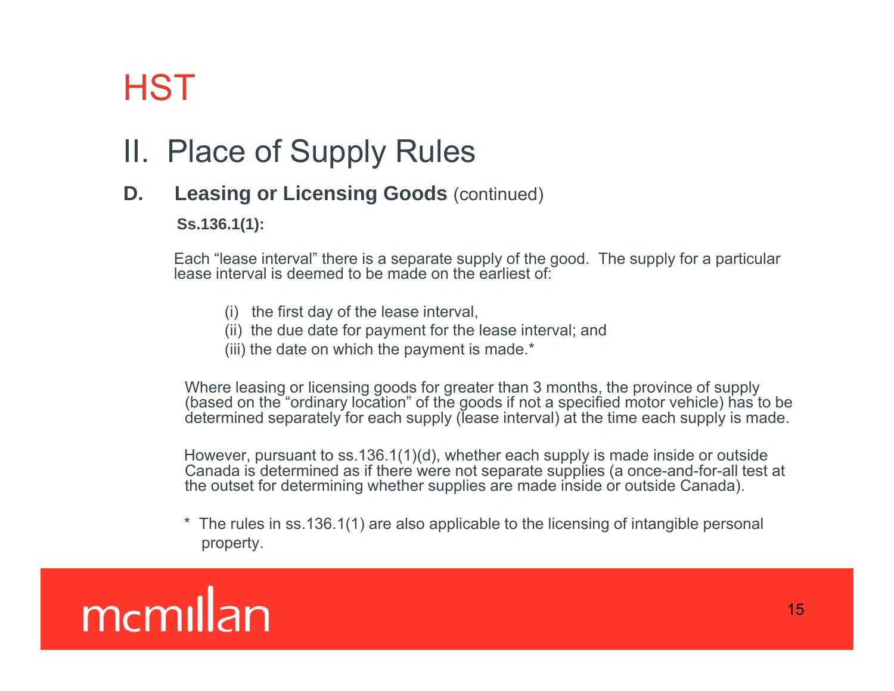# HST

## II. Place of Supply Rules

### D. Leasing or Licensing Goods (continued)

**Ss.136.1(1):**

Each "lease interval" there is a separate supply of the good. The supply for a particular lease interval is deemed to be made on the earliest of:

(i) the first day of the lease interval,
(ii) the due date for payment for the lease interval; and
(iii) the date on which the payment is made.*

Where leasing or licensing goods for greater than 3 months, the province of supply (based on the "ordinary location" of the goods if not a specified motor vehicle) has to be determined separately for each supply (lease interval) at the time each supply is made.

However, pursuant to ss.136.1(1)(d), whether each supply is made inside or outside Canada is determined as if there were not separate supplies (a once-and-for-all test at the outset for determining whether supplies are made inside or outside Canada).

\* The rules in ss.136.1(1) are also applicable to the licensing of intangible personal property.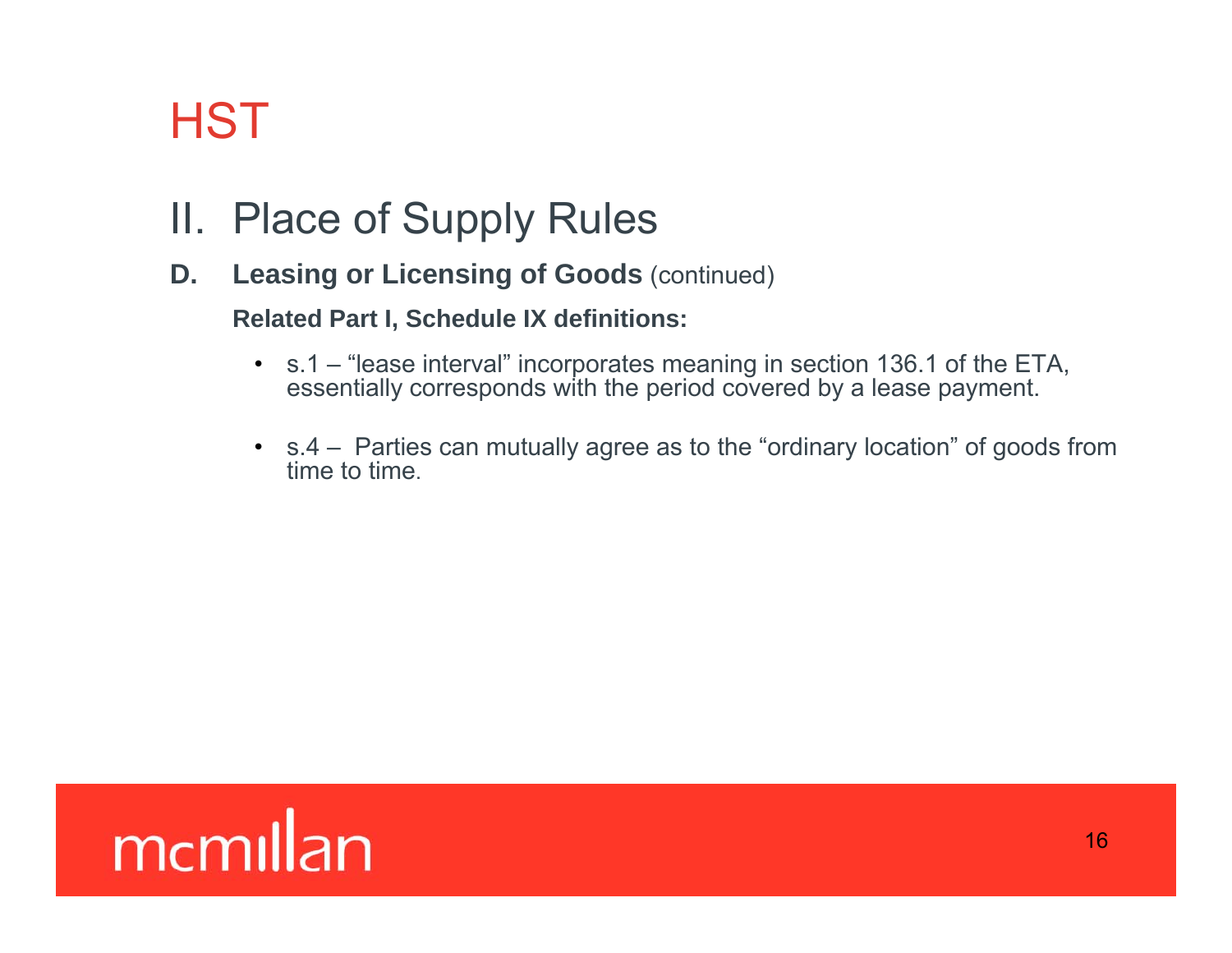# HST

## II. Place of Supply Rules

### D. Leasing or Licensing of Goods (continued)

**Related Part I, Schedule IX definitions:**

- s.1 – "lease interval" incorporates meaning in section 136.1 of the ETA, essentially corresponds with the period covered by a lease payment.
- s.4 – Parties can mutually agree as to the "ordinary location" of goods from time to time.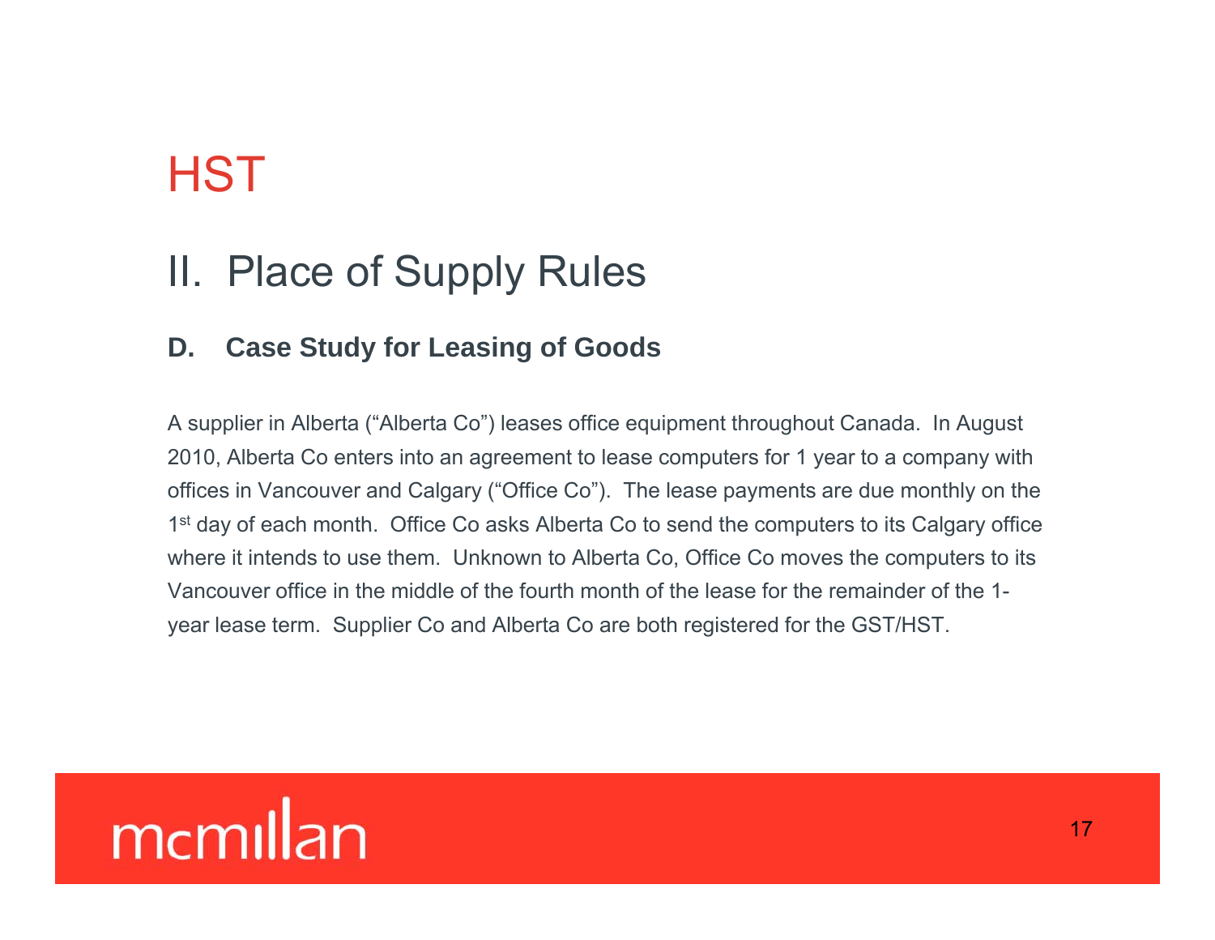# HST

## II. Place of Supply Rules

### D. Case Study for Leasing of Goods

A supplier in Alberta ("Alberta Co") leases office equipment throughout Canada. In August 2010, Alberta Co enters into an agreement to lease computers for 1 year to a company with offices in Vancouver and Calgary ("Office Co"). The lease payments are due monthly on the 1st day of each month. Office Co asks Alberta Co to send the computers to its Calgary office where it intends to use them. Unknown to Alberta Co, Office Co moves the computers to its Vancouver office in the middle of the fourth month of the lease for the remainder of the 1-year lease term. Supplier Co and Alberta Co are both registered for the GST/HST.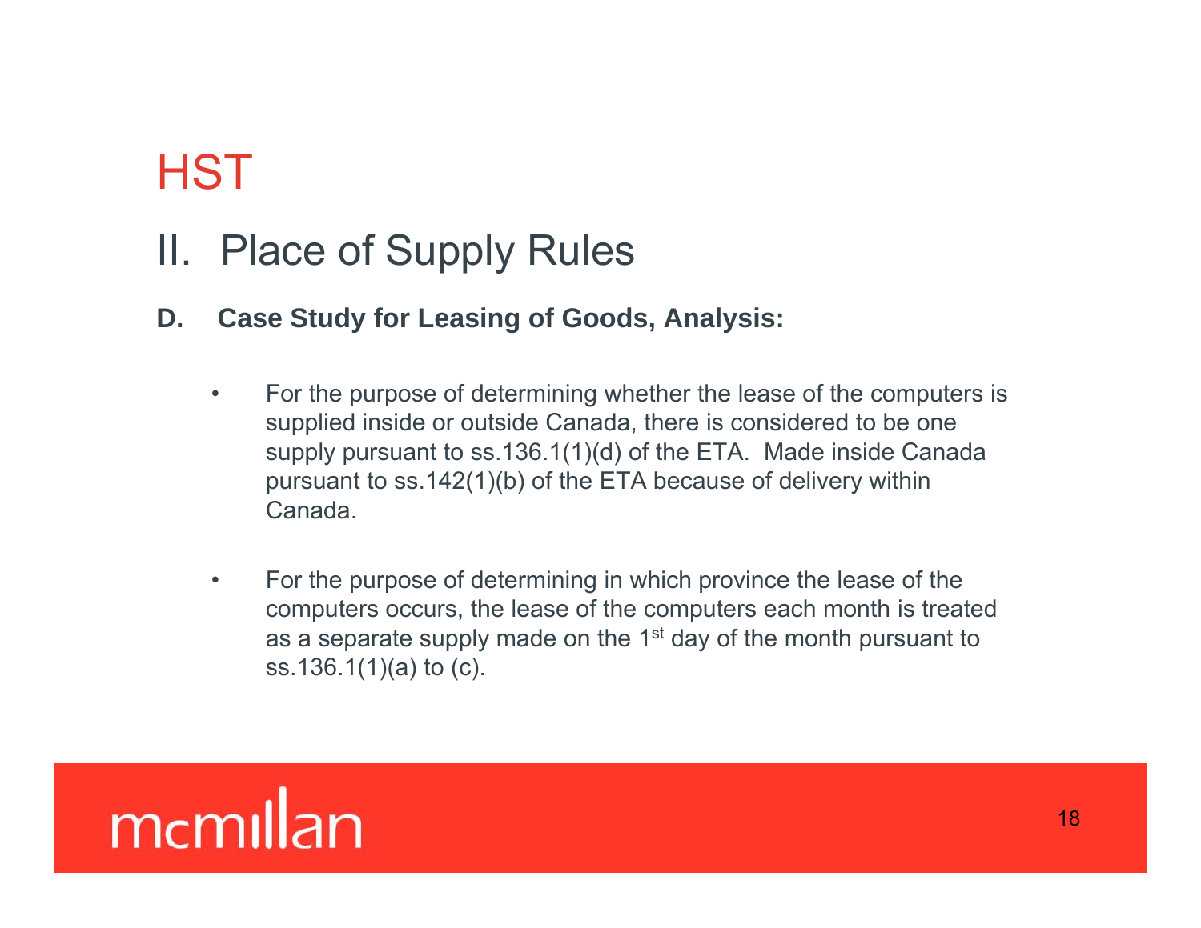# HST

## II. Place of Supply Rules

**D. Case Study for Leasing of Goods, Analysis:**

- For the purpose of determining whether the lease of the computers is supplied inside or outside Canada, there is considered to be one supply pursuant to ss.136.1(1)(d) of the ETA. Made inside Canada pursuant to ss.142(1)(b) of the ETA because of delivery within Canada.

- For the purpose of determining in which province the lease of the computers occurs, the lease of the computers each month is treated as a separate supply made on the 1st day of the month pursuant to ss.136.1(1)(a) to (c).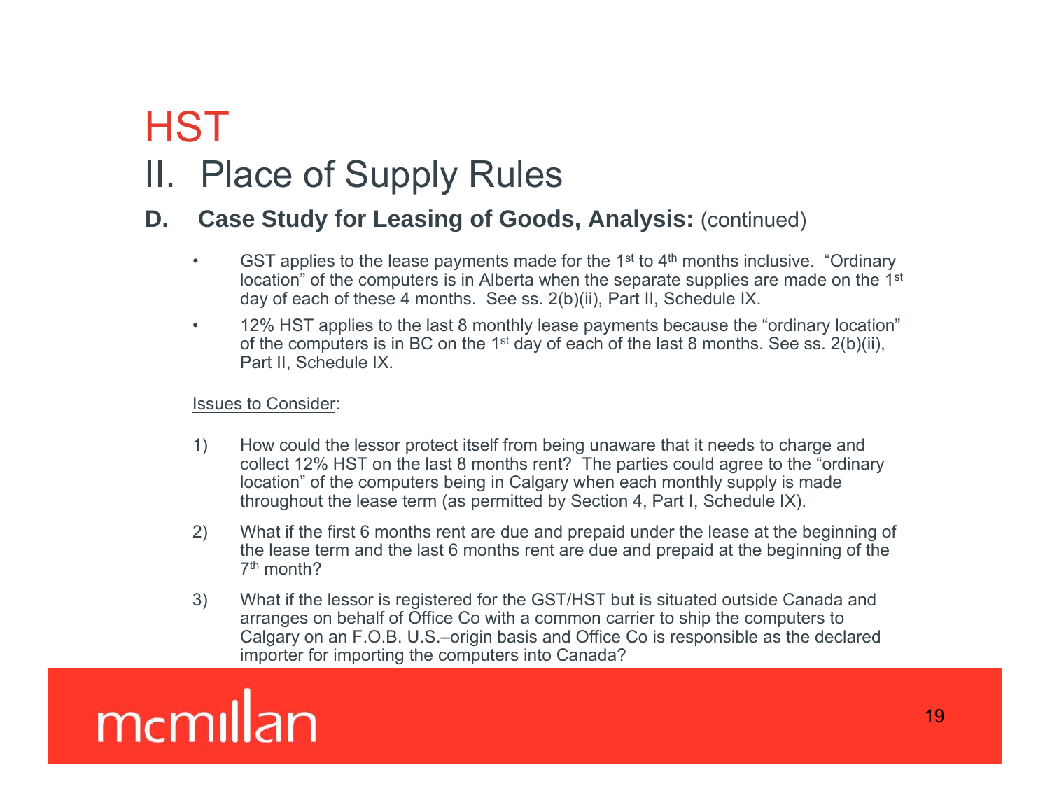# HST

## II. Place of Supply Rules

### D. Case Study for Leasing of Goods, Analysis: (continued)

- GST applies to the lease payments made for the 1st to 4th months inclusive. "Ordinary location" of the computers is in Alberta when the separate supplies are made on the 1st day of each of these 4 months. See ss. 2(b)(ii), Part II, Schedule IX.
- 12% HST applies to the last 8 monthly lease payments because the "ordinary location" of the computers is in BC on the 1st day of each of the last 8 months. See ss. 2(b)(ii), Part II, Schedule IX.

<u>Issues to Consider</u>:

1) How could the lessor protect itself from being unaware that it needs to charge and collect 12% HST on the last 8 months rent? The parties could agree to the "ordinary location" of the computers being in Calgary when each monthly supply is made throughout the lease term (as permitted by Section 4, Part I, Schedule IX).

2) What if the first 6 months rent are due and prepaid under the lease at the beginning of the lease term and the last 6 months rent are due and prepaid at the beginning of the 7th month?

3) What if the lessor is registered for the GST/HST but is situated outside Canada and arranges on behalf of Office Co with a common carrier to ship the computers to Calgary on an F.O.B. U.S.–origin basis and Office Co is responsible as the declared importer for importing the computers into Canada?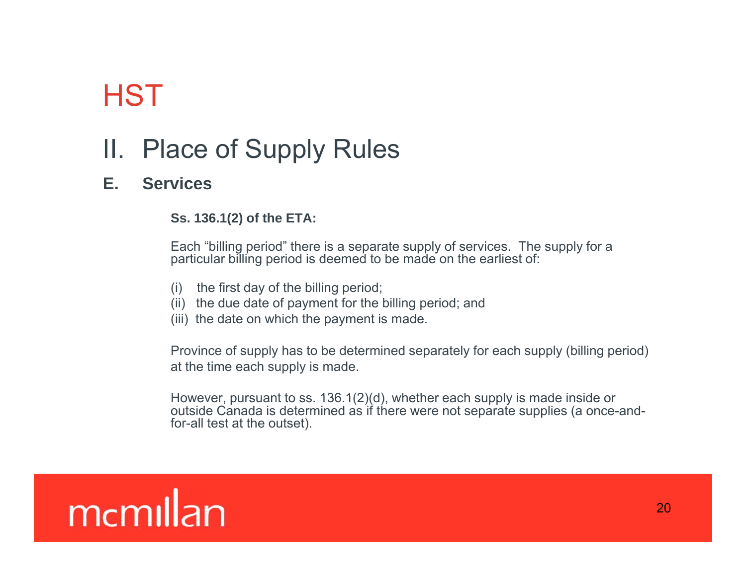# HST

## II. Place of Supply Rules

### E. Services

**Ss. 136.1(2) of the ETA:**

Each "billing period" there is a separate supply of services. The supply for a particular billing period is deemed to be made on the earliest of:

(i) the first day of the billing period;
(ii) the due date of payment for the billing period; and
(iii) the date on which the payment is made.

Province of supply has to be determined separately for each supply (billing period) at the time each supply is made.

However, pursuant to ss. 136.1(2)(d), whether each supply is made inside or outside Canada is determined as if there were not separate supplies (a once-and-for-all test at the outset).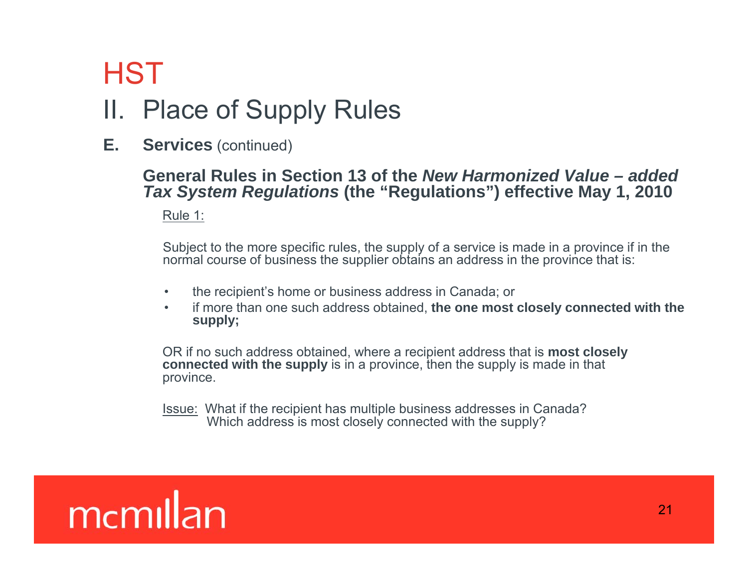# HST

## II. Place of Supply Rules

**E. Services** (continued)

### General Rules in Section 13 of the *New Harmonized Value – added Tax System Regulations* (the "Regulations") effective May 1, 2010

Rule 1:

Subject to the more specific rules, the supply of a service is made in a province if in the normal course of business the supplier obtains an address in the province that is:

- the recipient's home or business address in Canada; or
- if more than one such address obtained, **the one most closely connected with the supply;**

OR if no such address obtained, where a recipient address that is **most closely connected with the supply** is in a province, then the supply is made in that province.

Issue: What if the recipient has multiple business addresses in Canada? Which address is most closely connected with the supply?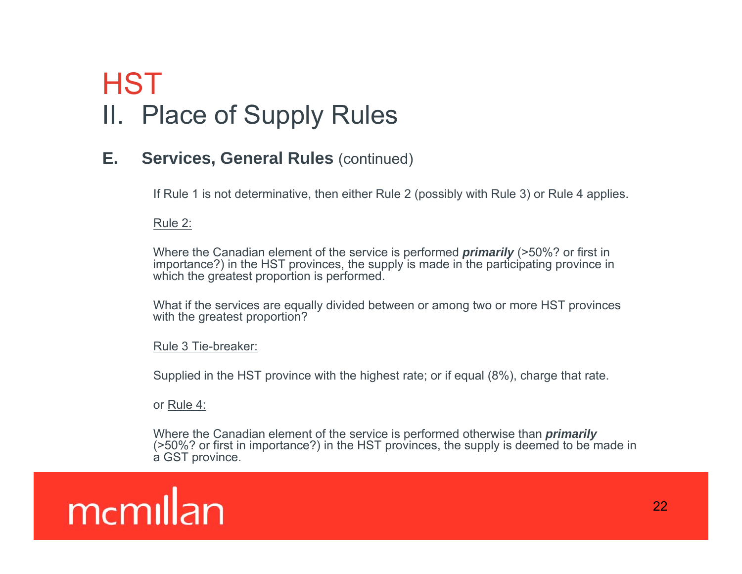# HST

## II. Place of Supply Rules

### E. Services, General Rules (continued)

If Rule 1 is not determinative, then either Rule 2 (possibly with Rule 3) or Rule 4 applies.

Rule 2:

Where the Canadian element of the service is performed ***primarily*** (>50%? or first in importance?) in the HST provinces, the supply is made in the participating province in which the greatest proportion is performed.

What if the services are equally divided between or among two or more HST provinces with the greatest proportion?

Rule 3 Tie-breaker:

Supplied in the HST province with the highest rate; or if equal (8%), charge that rate.

or Rule 4:

Where the Canadian element of the service is performed otherwise than ***primarily*** (>50%? or first in importance?) in the HST provinces, the supply is deemed to be made in a GST province.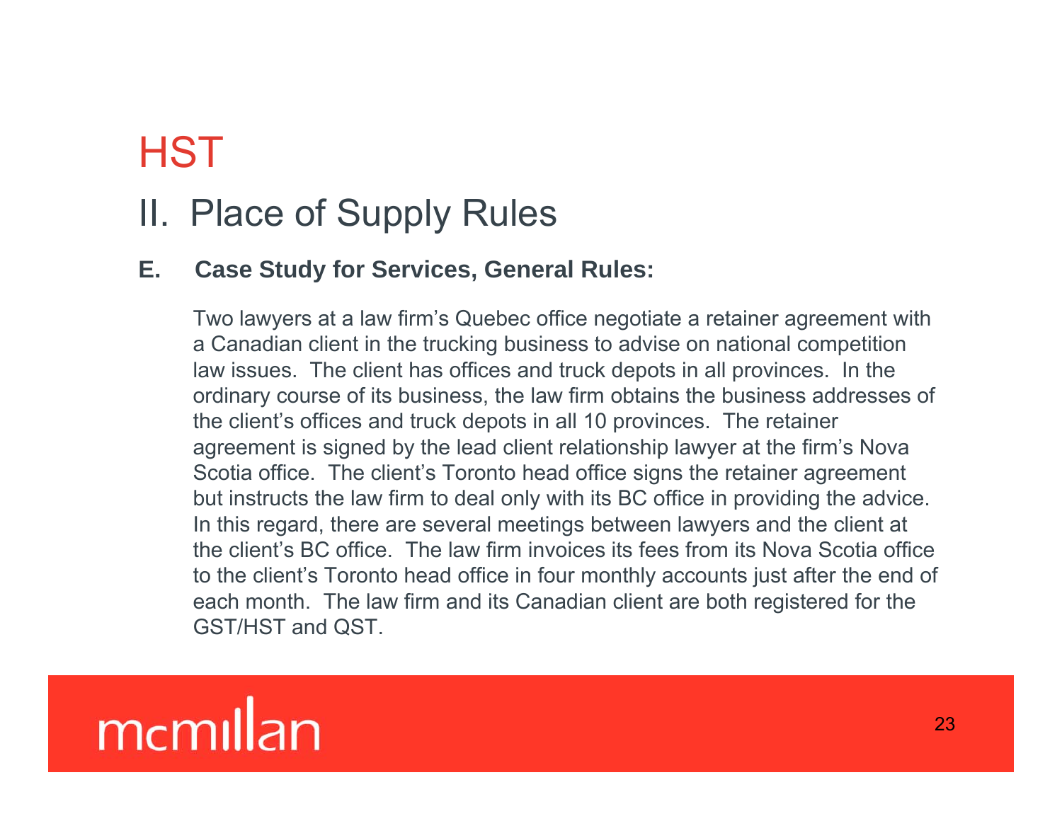# HST

## II. Place of Supply Rules

**E. Case Study for Services, General Rules:**

Two lawyers at a law firm's Quebec office negotiate a retainer agreement with a Canadian client in the trucking business to advise on national competition law issues. The client has offices and truck depots in all provinces. In the ordinary course of its business, the law firm obtains the business addresses of the client's offices and truck depots in all 10 provinces. The retainer agreement is signed by the lead client relationship lawyer at the firm's Nova Scotia office. The client's Toronto head office signs the retainer agreement but instructs the law firm to deal only with its BC office in providing the advice. In this regard, there are several meetings between lawyers and the client at the client's BC office. The law firm invoices its fees from its Nova Scotia office to the client's Toronto head office in four monthly accounts just after the end of each month. The law firm and its Canadian client are both registered for the GST/HST and QST.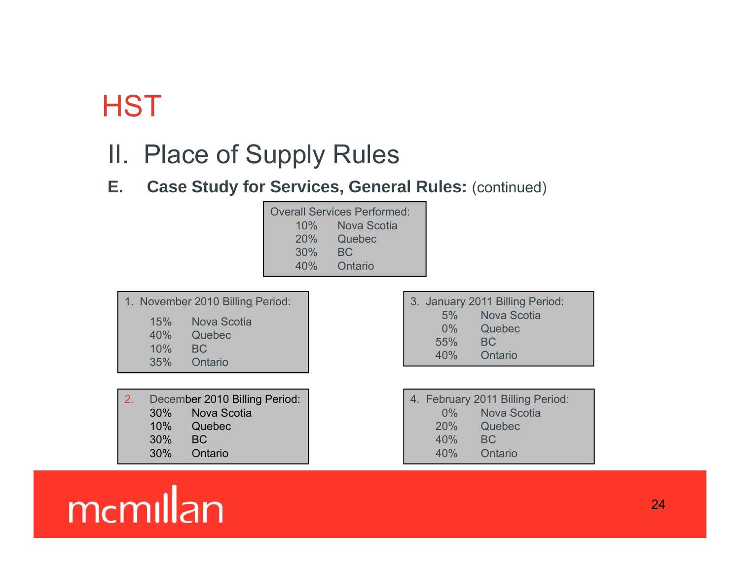# HST

## II. Place of Supply Rules

**E. Case Study for Services, General Rules:** (continued)

Overall Services Performed:

| | |
|---|---|
| 10% | Nova Scotia |
| 20% | Quebec |
| 30% | BC |
| 40% | Ontario |

1. November 2010 Billing Period:

| | |
|---|---|
| 15% | Nova Scotia |
| 40% | Quebec |
| 10% | BC |
| 35% | Ontario |

2. December 2010 Billing Period:

| | |
|---|---|
| 30% | Nova Scotia |
| 10% | Quebec |
| 30% | BC |
| 30% | Ontario |

3. January 2011 Billing Period:

| | |
|---|---|
| 5% | Nova Scotia |
| 0% | Quebec |
| 55% | BC |
| 40% | Ontario |

4. February 2011 Billing Period:

| | |
|---|---|
| 0% | Nova Scotia |
| 20% | Quebec |
| 40% | BC |
| 40% | Ontario |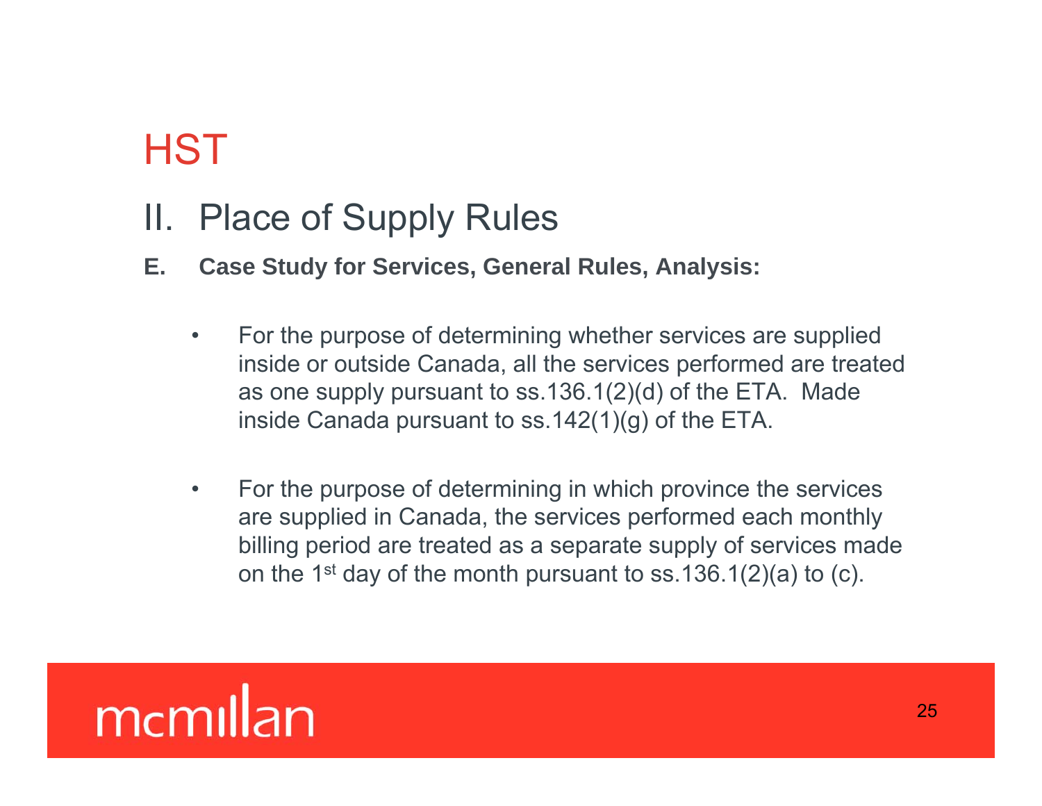# HST

## II. Place of Supply Rules

### E. Case Study for Services, General Rules, Analysis:

- For the purpose of determining whether services are supplied inside or outside Canada, all the services performed are treated as one supply pursuant to ss.136.1(2)(d) of the ETA. Made inside Canada pursuant to ss.142(1)(g) of the ETA.

- For the purpose of determining in which province the services are supplied in Canada, the services performed each monthly billing period are treated as a separate supply of services made on the 1st day of the month pursuant to ss.136.1(2)(a) to (c).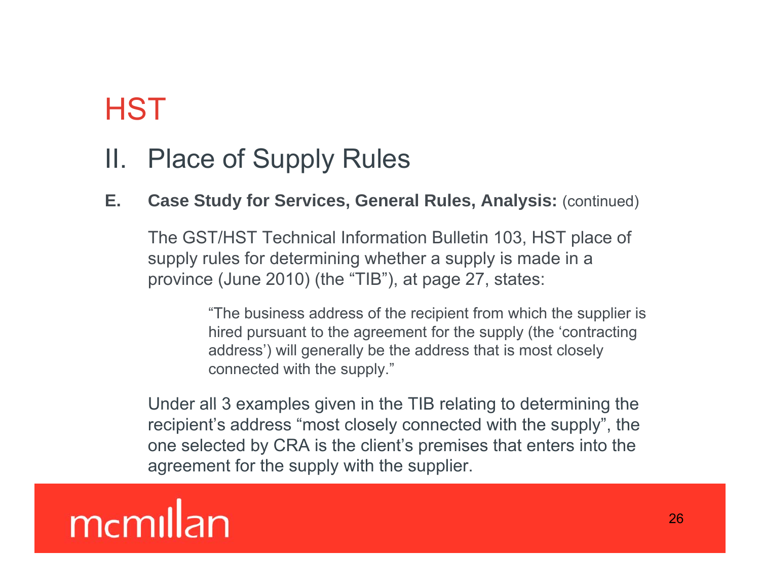# HST

## II. Place of Supply Rules

**E. Case Study for Services, General Rules, Analysis:** (continued)

The GST/HST Technical Information Bulletin 103, HST place of supply rules for determining whether a supply is made in a province (June 2010) (the "TIB"), at page 27, states:

> "The business address of the recipient from which the supplier is hired pursuant to the agreement for the supply (the 'contracting address') will generally be the address that is most closely connected with the supply."

Under all 3 examples given in the TIB relating to determining the recipient's address "most closely connected with the supply", the one selected by CRA is the client's premises that enters into the agreement for the supply with the supplier.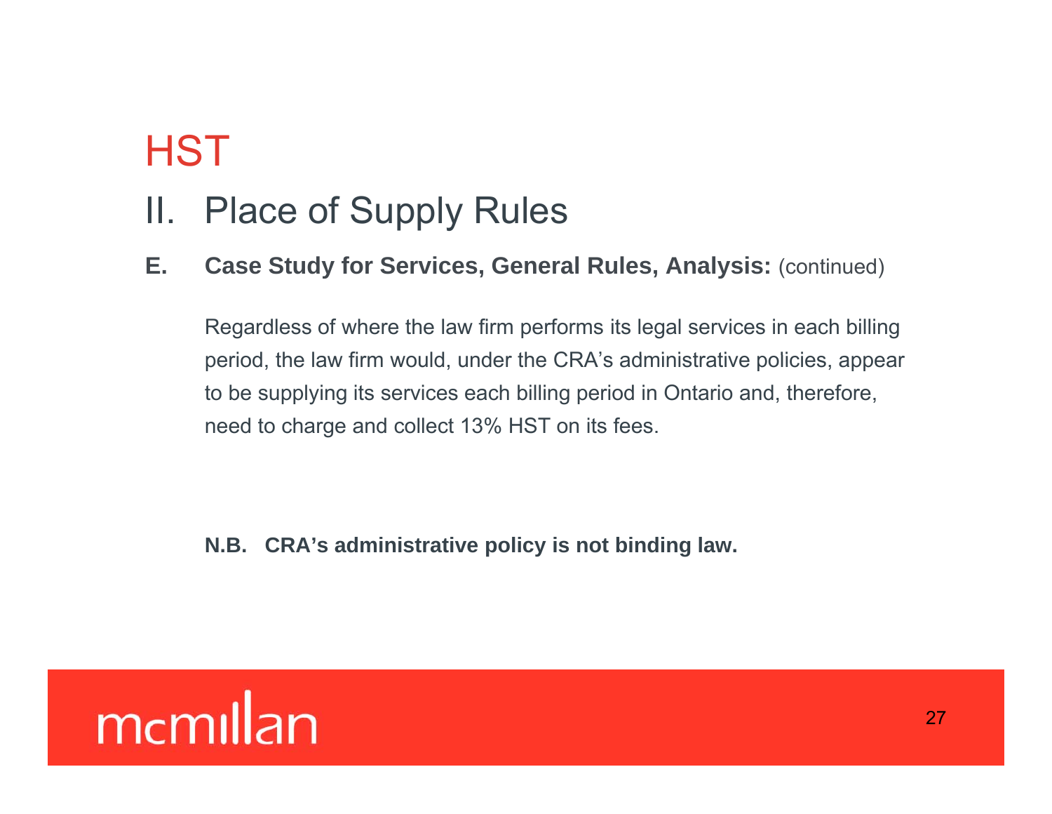# HST

## II. Place of Supply Rules

**E. Case Study for Services, General Rules, Analysis:** (continued)

Regardless of where the law firm performs its legal services in each billing period, the law firm would, under the CRA's administrative policies, appear to be supplying its services each billing period in Ontario and, therefore, need to charge and collect 13% HST on its fees.

**N.B. CRA's administrative policy is not binding law.**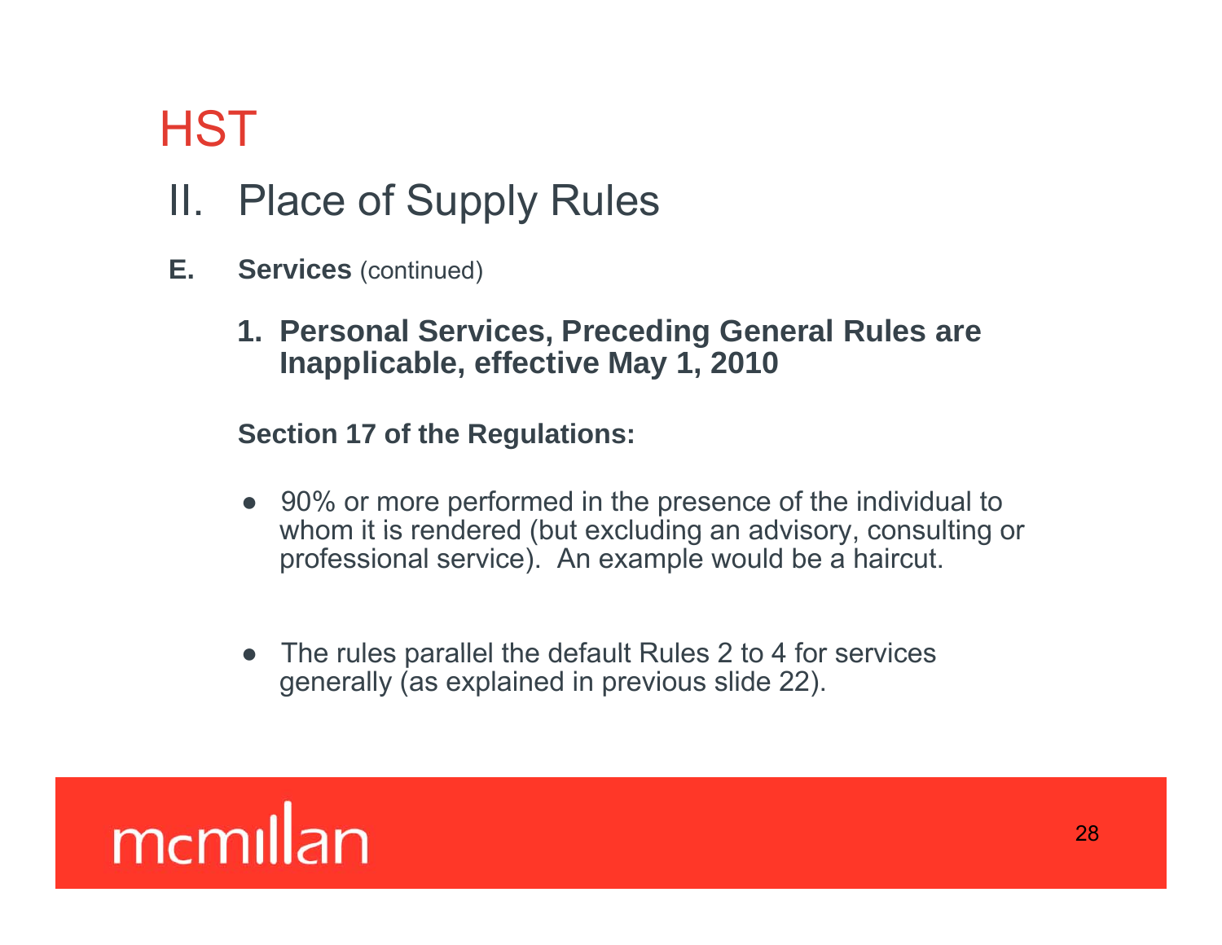# HST

## II. Place of Supply Rules

**E. Services** (continued)

**1. Personal Services, Preceding General Rules are Inapplicable, effective May 1, 2010**

**Section 17 of the Regulations:**

- 90% or more performed in the presence of the individual to whom it is rendered (but excluding an advisory, consulting or professional service). An example would be a haircut.

- The rules parallel the default Rules 2 to 4 for services generally (as explained in previous slide 22).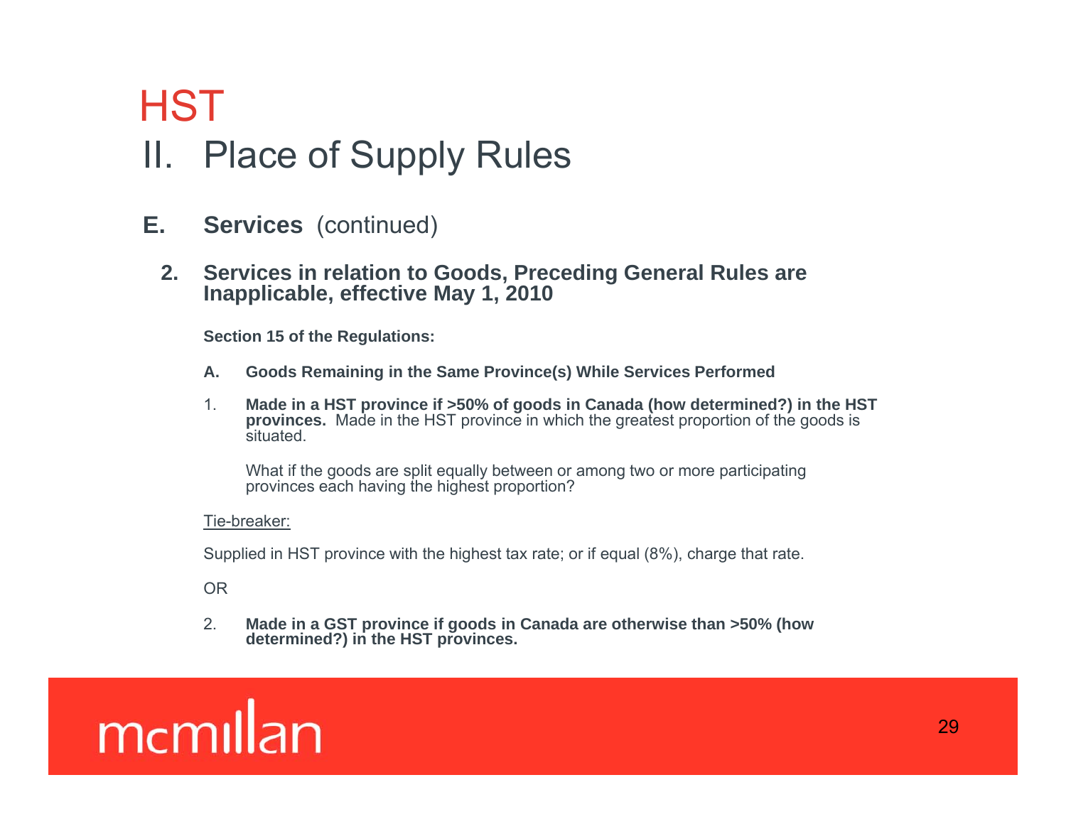# HST

## II. Place of Supply Rules

### E. **Services** (continued)

#### 2. Services in relation to Goods, Preceding General Rules are Inapplicable, effective May 1, 2010

**Section 15 of the Regulations:**

**A. Goods Remaining in the Same Province(s) While Services Performed**

1. **Made in a HST province if >50% of goods in Canada (how determined?) in the HST provinces.** Made in the HST province in which the greatest proportion of the goods is situated.

   What if the goods are split equally between or among two or more participating provinces each having the highest proportion?

<u>Tie-breaker:</u>

Supplied in HST province with the highest tax rate; or if equal (8%), charge that rate.

OR

2. **Made in a GST province if goods in Canada are otherwise than >50% (how determined?) in the HST provinces.**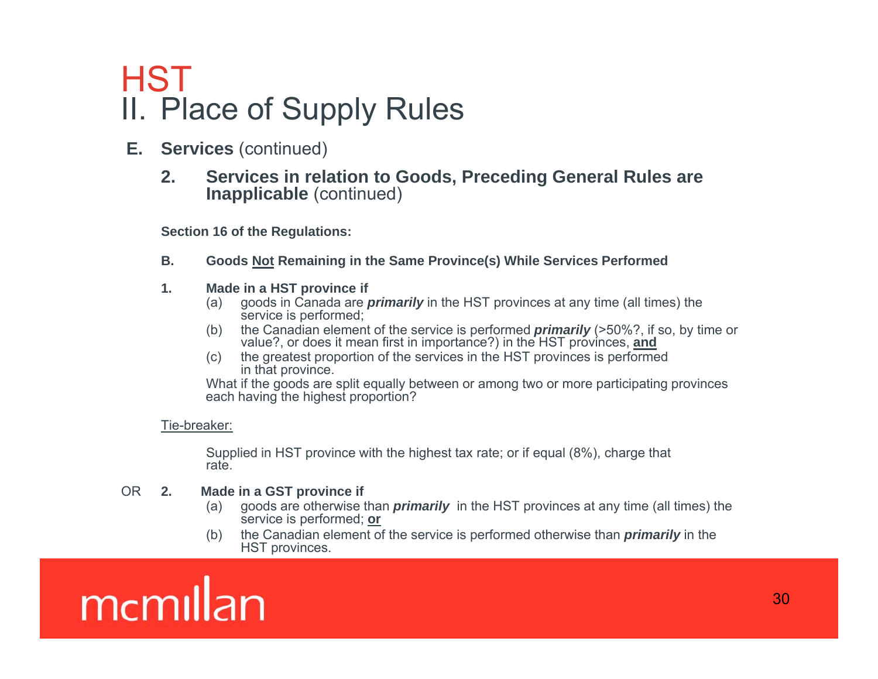# HST
## II. Place of Supply Rules

### E. Services (continued)

#### 2. Services in relation to Goods, Preceding General Rules are Inapplicable (continued)

**Section 16 of the Regulations:**

**B. Goods <u>Not</u> Remaining in the Same Province(s) While Services Performed**

**1. Made in a HST province if**

(a) goods in Canada are ***primarily*** in the HST provinces at any time (all times) the service is performed;

(b) the Canadian element of the service is performed ***primarily*** (>50%?, if so, by time or value?, or does it mean first in importance?) in the HST provinces, **<u>and</u>**

(c) the greatest proportion of the services in the HST provinces is performed in that province.

What if the goods are split equally between or among two or more participating provinces each having the highest proportion?

<u>Tie-breaker:</u>

Supplied in HST province with the highest tax rate; or if equal (8%), charge that rate.

OR **2. Made in a GST province if**

(a) goods are otherwise than ***primarily*** in the HST provinces at any time (all times) the service is performed; **<u>or</u>**

(b) the Canadian element of the service is performed otherwise than ***primarily*** in the HST provinces.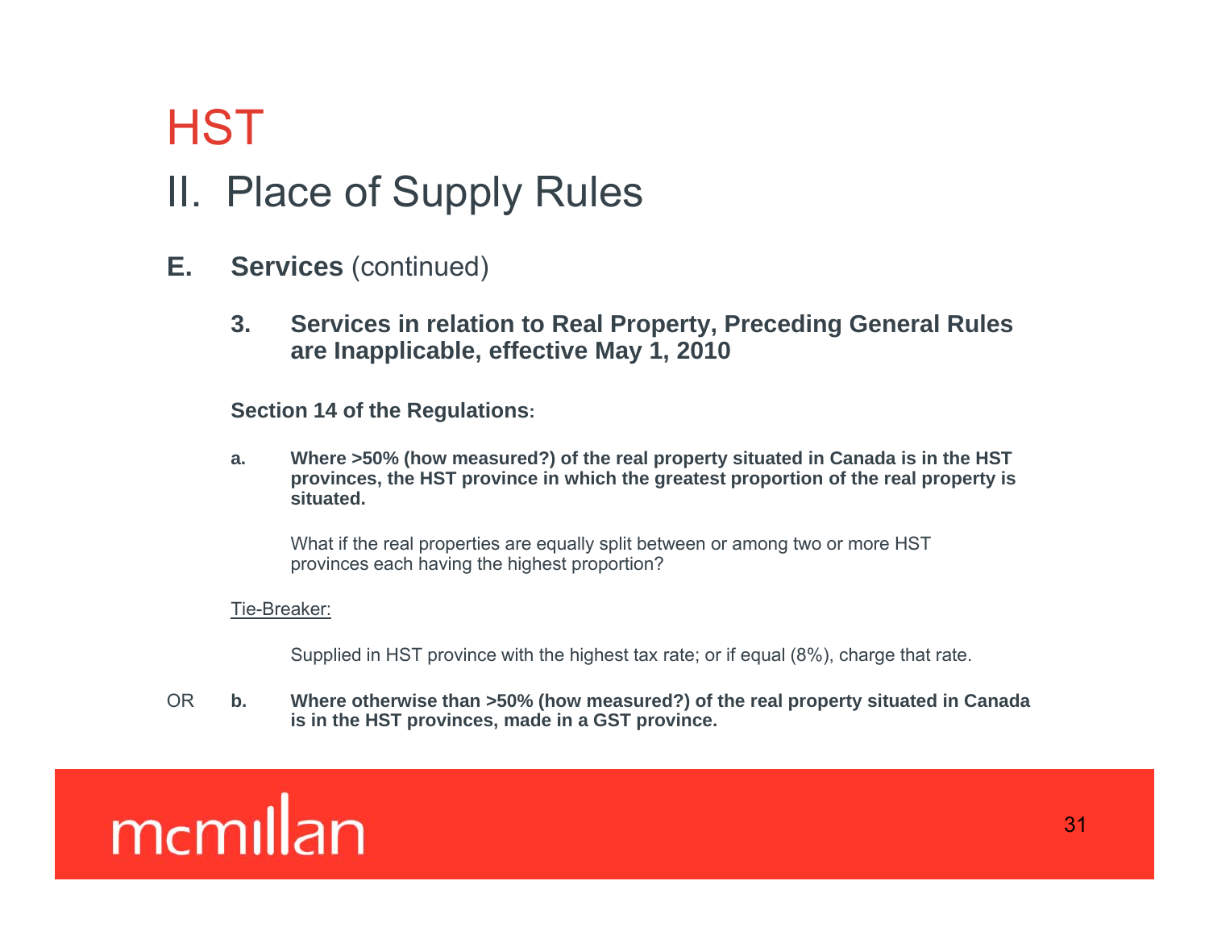# HST

## II. Place of Supply Rules

**E. Services** (continued)

**3. Services in relation to Real Property, Preceding General Rules are Inapplicable, effective May 1, 2010**

**Section 14 of the Regulations:**

**a. Where >50% (how measured?) of the real property situated in Canada is in the HST provinces, the HST province in which the greatest proportion of the real property is situated.**

What if the real properties are equally split between or among two or more HST provinces each having the highest proportion?

Tie-Breaker:

Supplied in HST province with the highest tax rate; or if equal (8%), charge that rate.

OR **b. Where otherwise than >50% (how measured?) of the real property situated in Canada is in the HST provinces, made in a GST province.**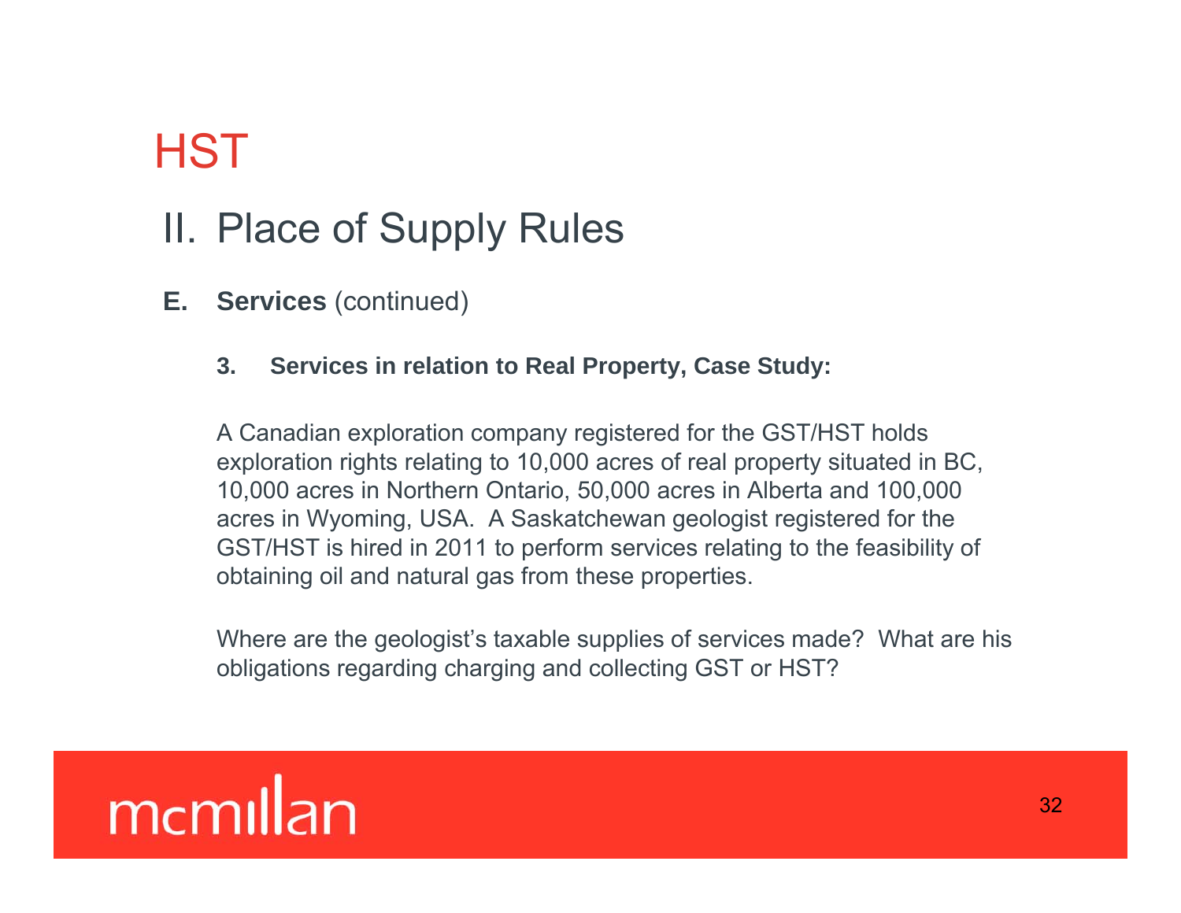# HST

## II. Place of Supply Rules

**E. Services** (continued)

**3. Services in relation to Real Property, Case Study:**

A Canadian exploration company registered for the GST/HST holds exploration rights relating to 10,000 acres of real property situated in BC, 10,000 acres in Northern Ontario, 50,000 acres in Alberta and 100,000 acres in Wyoming, USA. A Saskatchewan geologist registered for the GST/HST is hired in 2011 to perform services relating to the feasibility of obtaining oil and natural gas from these properties.

Where are the geologist's taxable supplies of services made? What are his obligations regarding charging and collecting GST or HST?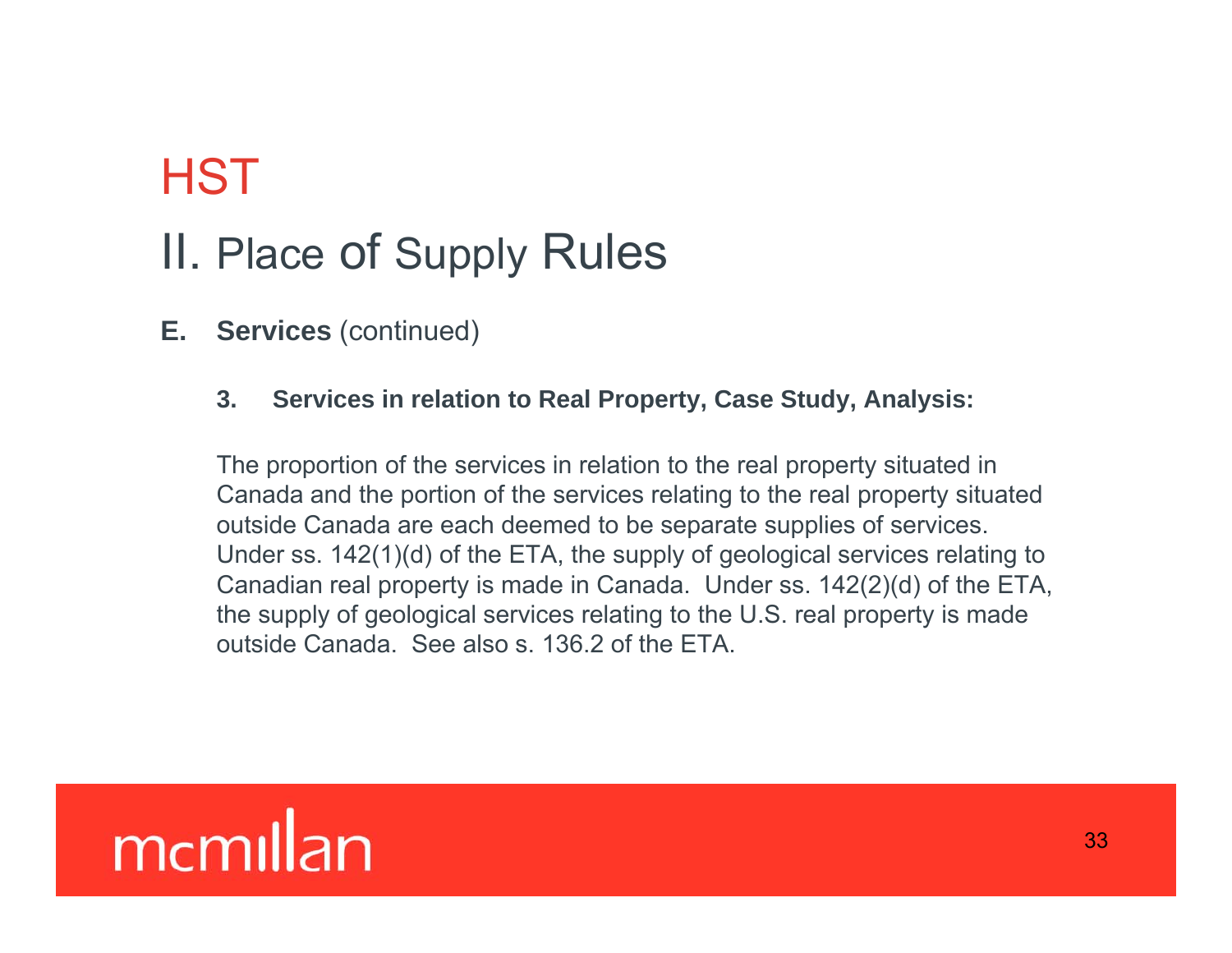# HST

## II. Place of Supply Rules

**E. Services** (continued)

**3. Services in relation to Real Property, Case Study, Analysis:**

The proportion of the services in relation to the real property situated in Canada and the portion of the services relating to the real property situated outside Canada are each deemed to be separate supplies of services. Under ss. 142(1)(d) of the ETA, the supply of geological services relating to Canadian real property is made in Canada. Under ss. 142(2)(d) of the ETA, the supply of geological services relating to the U.S. real property is made outside Canada. See also s. 136.2 of the ETA.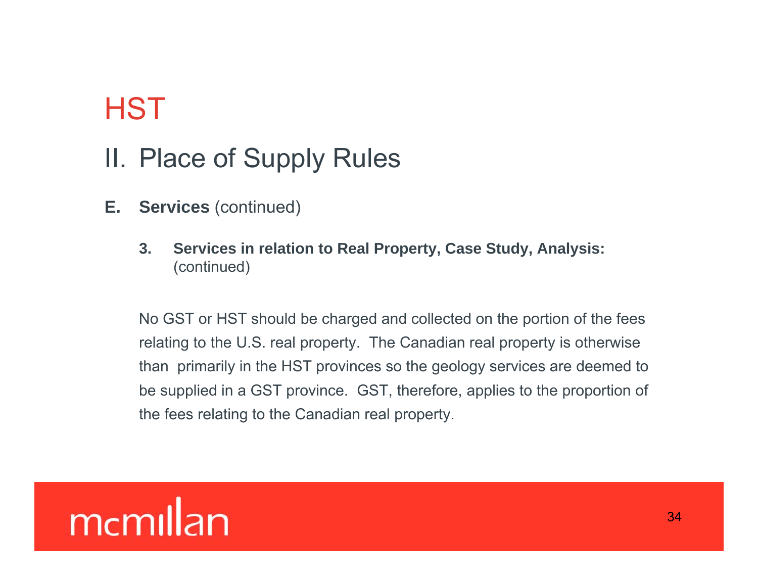# HST

## II. Place of Supply Rules

**E. Services** (continued)

**3. Services in relation to Real Property, Case Study, Analysis:** (continued)

No GST or HST should be charged and collected on the portion of the fees relating to the U.S. real property. The Canadian real property is otherwise than primarily in the HST provinces so the geology services are deemed to be supplied in a GST province. GST, therefore, applies to the proportion of the fees relating to the Canadian real property.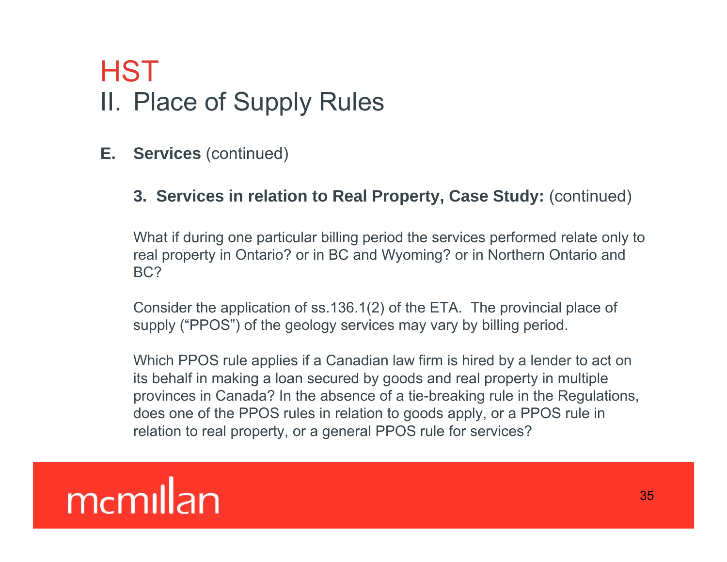# HST
## II. Place of Supply Rules

**E. Services** (continued)

**3. Services in relation to Real Property, Case Study:** (continued)

What if during one particular billing period the services performed relate only to real property in Ontario? or in BC and Wyoming? or in Northern Ontario and BC?

Consider the application of ss.136.1(2) of the ETA. The provincial place of supply ("PPOS") of the geology services may vary by billing period.

Which PPOS rule applies if a Canadian law firm is hired by a lender to act on its behalf in making a loan secured by goods and real property in multiple provinces in Canada? In the absence of a tie-breaking rule in the Regulations, does one of the PPOS rules in relation to goods apply, or a PPOS rule in relation to real property, or a general PPOS rule for services?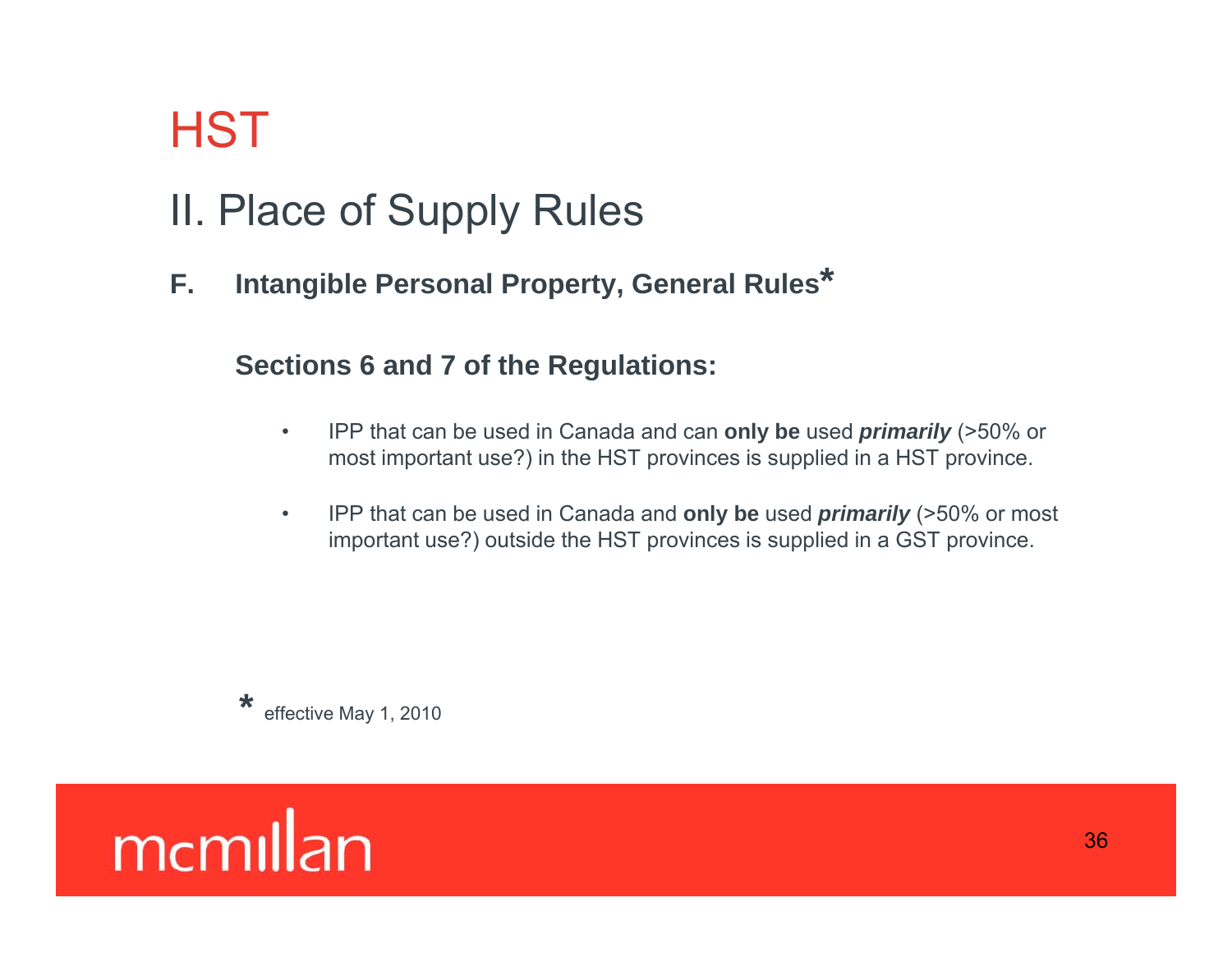# HST

## II. Place of Supply Rules

### F. Intangible Personal Property, General Rules*

**Sections 6 and 7 of the Regulations:**

- IPP that can be used in Canada and can **only be** used ***primarily*** (>50% or most important use?) in the HST provinces is supplied in a HST province.

- IPP that can be used in Canada and **only be** used ***primarily*** (>50% or most important use?) outside the HST provinces is supplied in a GST province.

\* effective May 1, 2010

mcmillan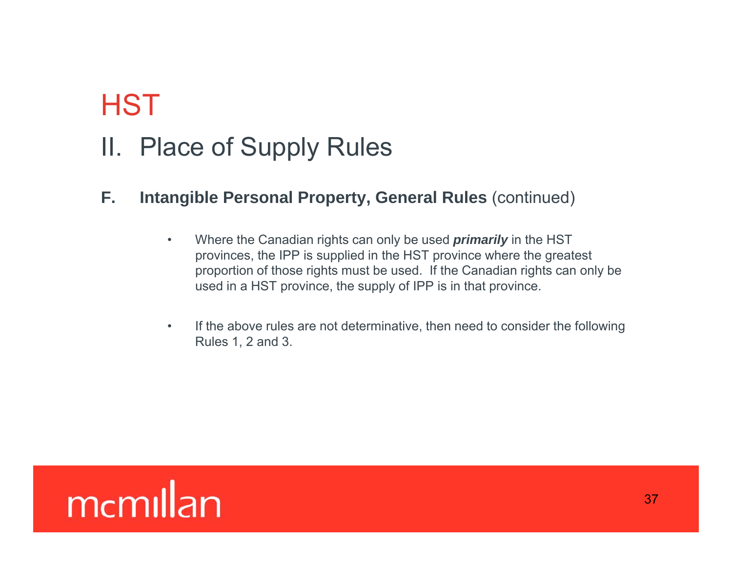# HST

## II. Place of Supply Rules

### F. Intangible Personal Property, General Rules (continued)

- Where the Canadian rights can only be used ***primarily*** in the HST provinces, the IPP is supplied in the HST province where the greatest proportion of those rights must be used. If the Canadian rights can only be used in a HST province, the supply of IPP is in that province.

- If the above rules are not determinative, then need to consider the following Rules 1, 2 and 3.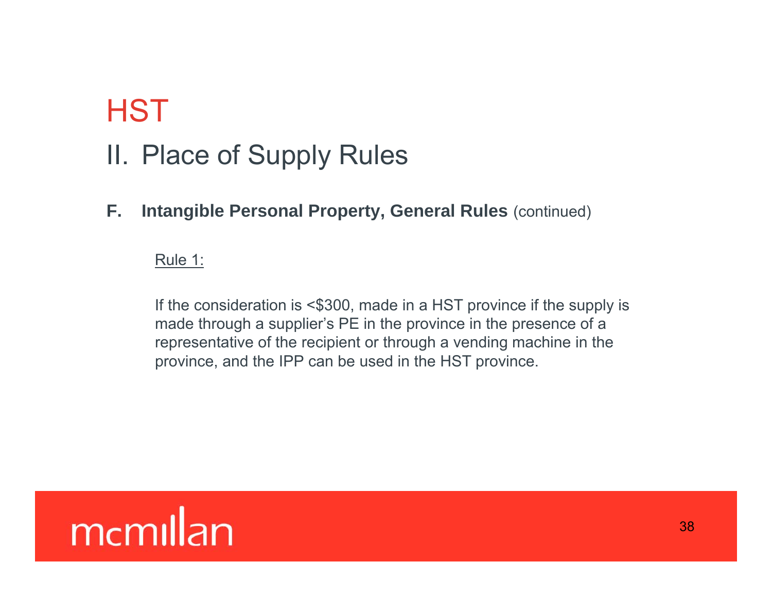# HST

## II. Place of Supply Rules

**F. Intangible Personal Property, General Rules** (continued)

Rule 1:

If the consideration is <$300, made in a HST province if the supply is made through a supplier's PE in the province in the presence of a representative of the recipient or through a vending machine in the province, and the IPP can be used in the HST province.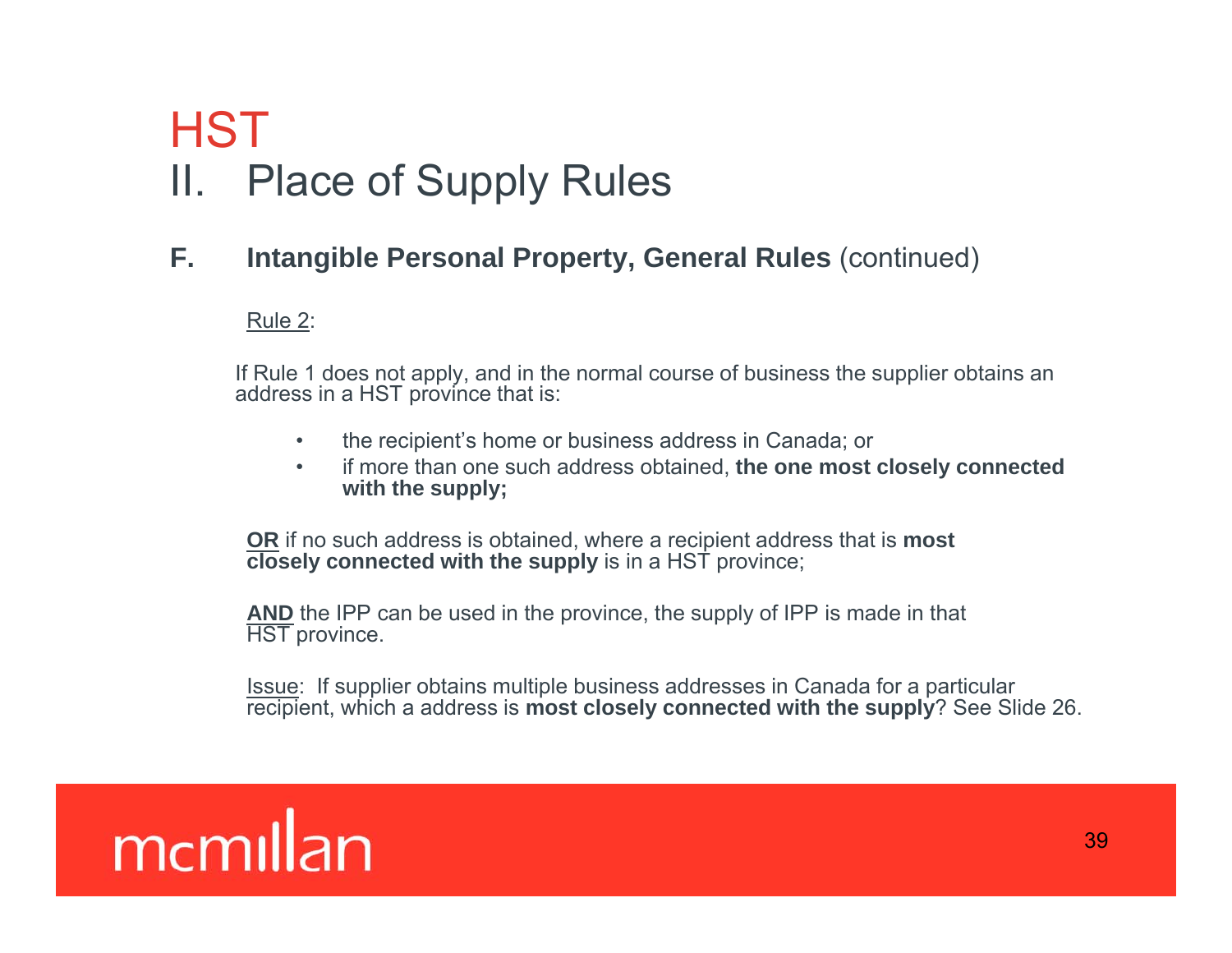# HST

# II. Place of Supply Rules

## F. Intangible Personal Property, General Rules (continued)

Rule 2:

If Rule 1 does not apply, and in the normal course of business the supplier obtains an address in a HST province that is:

- the recipient's home or business address in Canada; or
- if more than one such address obtained, **the one most closely connected with the supply;**

**OR** if no such address is obtained, where a recipient address that is **most closely connected with the supply** is in a HST province;

**AND** the IPP can be used in the province, the supply of IPP is made in that HST province.

Issue: If supplier obtains multiple business addresses in Canada for a particular recipient, which a address is **most closely connected with the supply**? See Slide 26.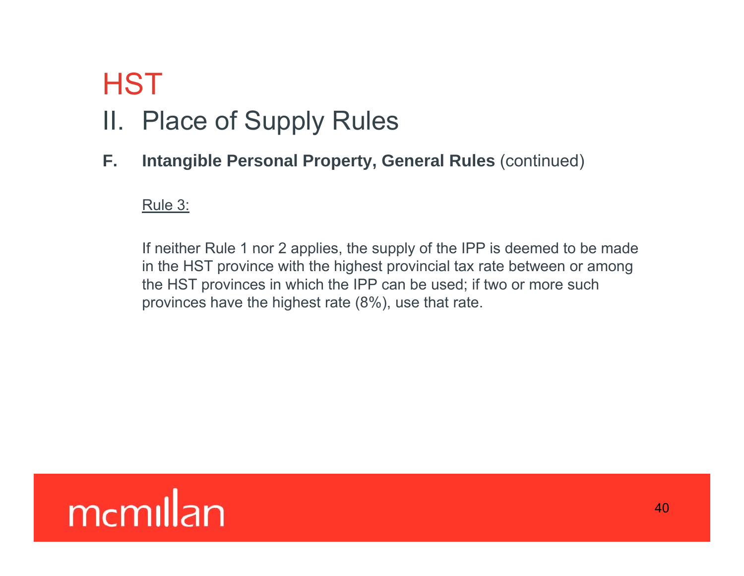# HST

## II. Place of Supply Rules

**F. Intangible Personal Property, General Rules** (continued)

Rule 3:

If neither Rule 1 nor 2 applies, the supply of the IPP is deemed to be made in the HST province with the highest provincial tax rate between or among the HST provinces in which the IPP can be used; if two or more such provinces have the highest rate (8%), use that rate.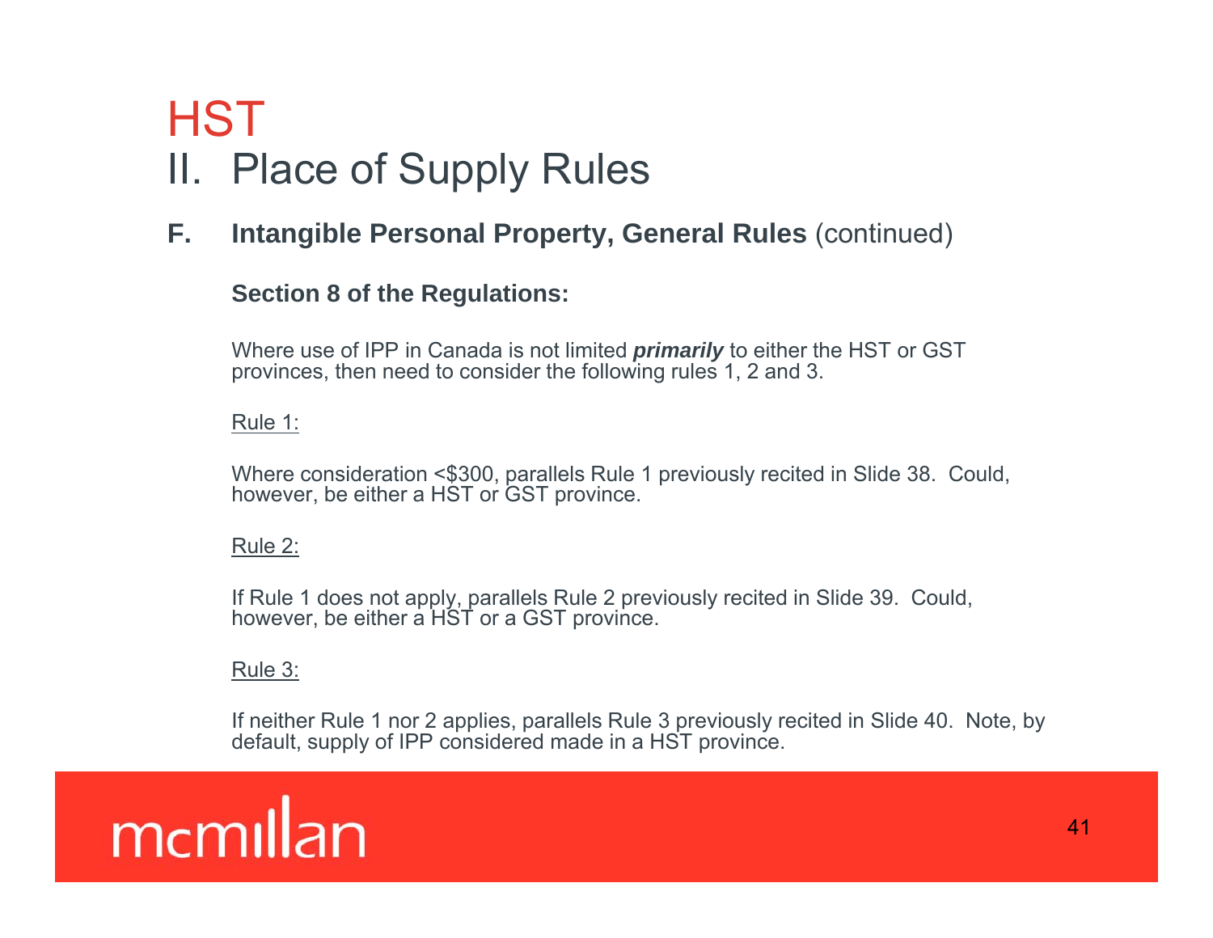# HST

## II. Place of Supply Rules

### F. **Intangible Personal Property, General Rules** (continued)

**Section 8 of the Regulations:**

Where use of IPP in Canada is not limited ***primarily*** to either the HST or GST provinces, then need to consider the following rules 1, 2 and 3.

<u>Rule 1:</u>

Where consideration <$300, parallels Rule 1 previously recited in Slide 38. Could, however, be either a HST or GST province.

<u>Rule 2:</u>

If Rule 1 does not apply, parallels Rule 2 previously recited in Slide 39. Could, however, be either a HST or a GST province.

<u>Rule 3:</u>

If neither Rule 1 nor 2 applies, parallels Rule 3 previously recited in Slide 40. Note, by default, supply of IPP considered made in a HST province.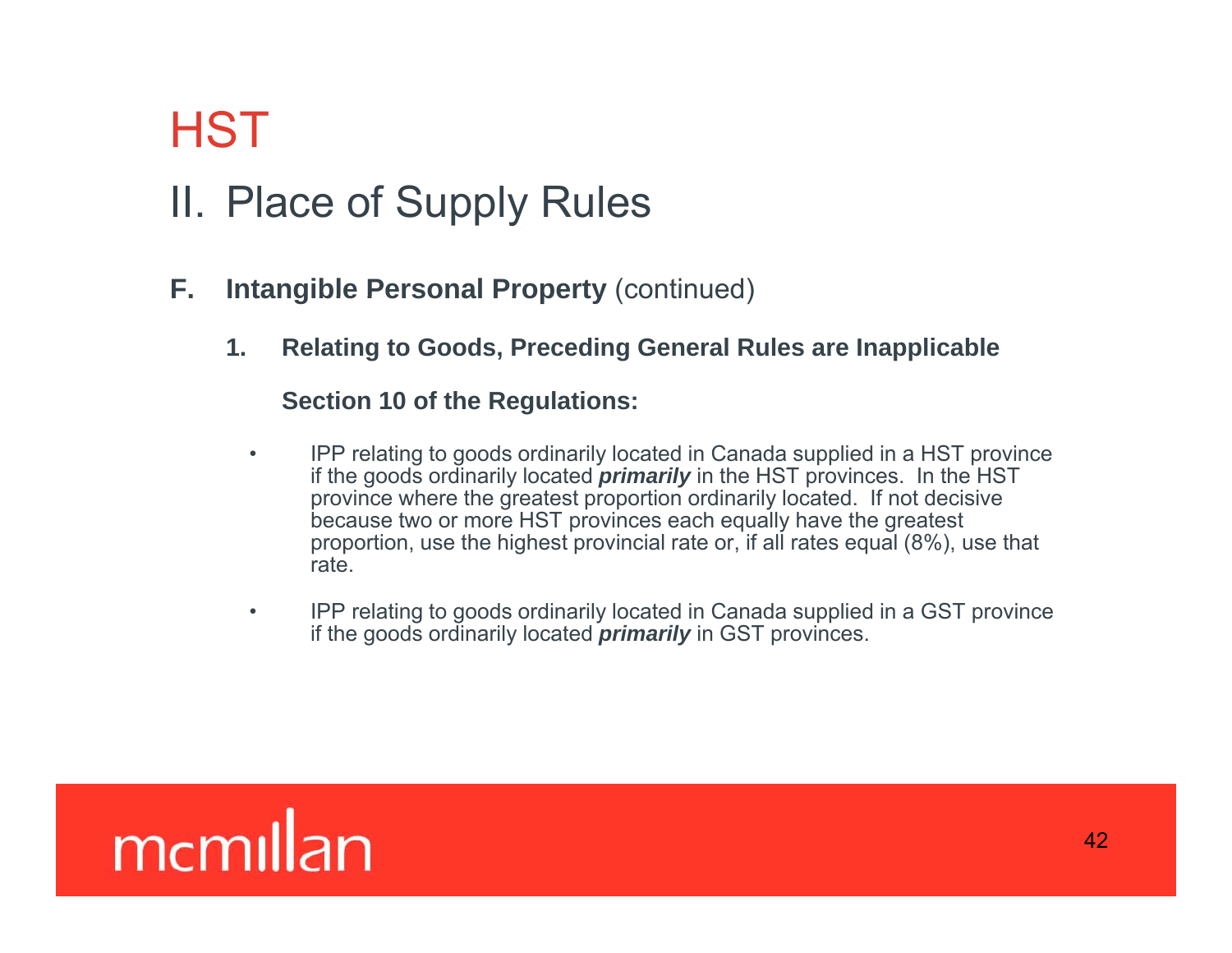# HST

## II. Place of Supply Rules

**F. Intangible Personal Property** (continued)

**1. Relating to Goods, Preceding General Rules are Inapplicable**

**Section 10 of the Regulations:**

- IPP relating to goods ordinarily located in Canada supplied in a HST province if the goods ordinarily located ***primarily*** in the HST provinces. In the HST province where the greatest proportion ordinarily located. If not decisive because two or more HST provinces each equally have the greatest proportion, use the highest provincial rate or, if all rates equal (8%), use that rate.

- IPP relating to goods ordinarily located in Canada supplied in a GST province if the goods ordinarily located ***primarily*** in GST provinces.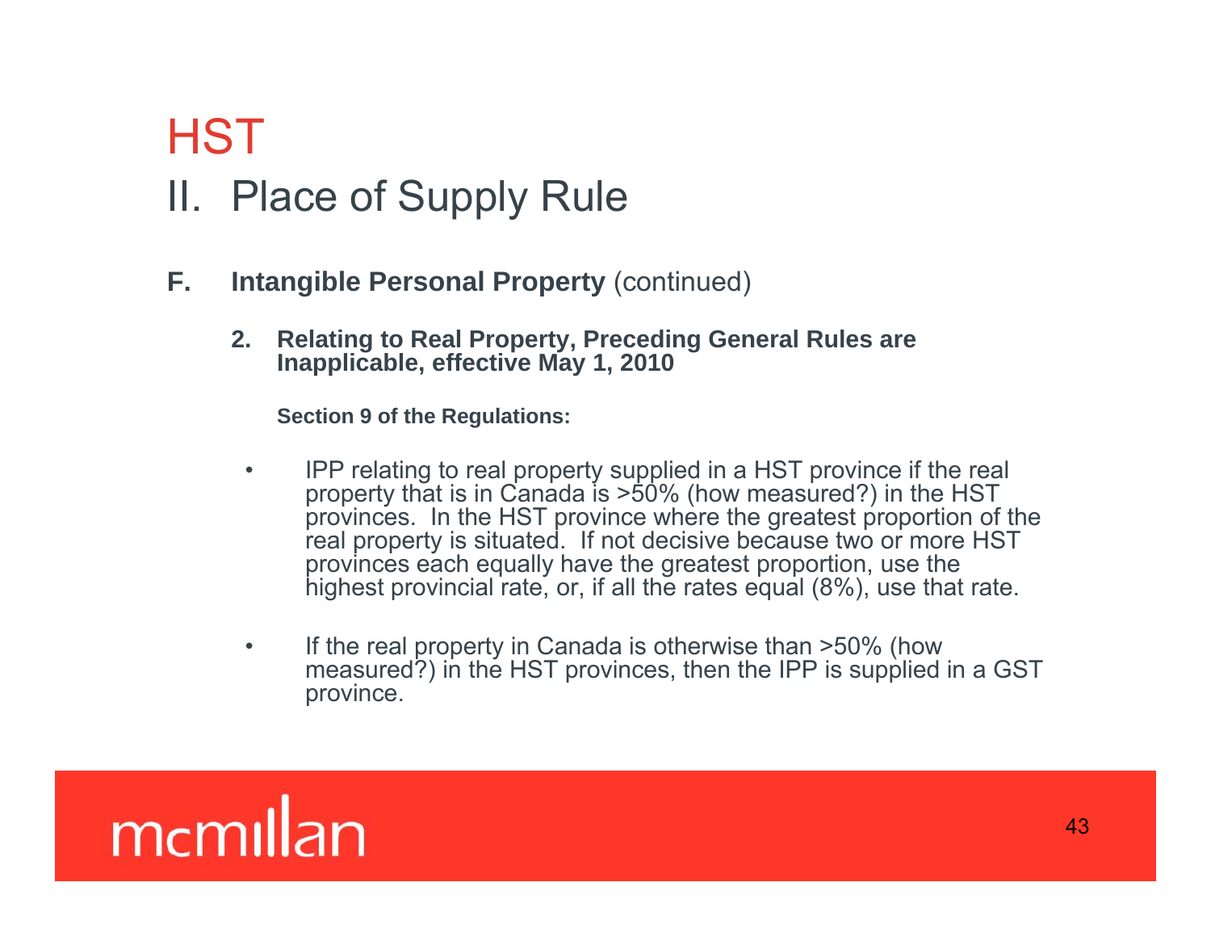# HST

## II. Place of Supply Rule

**F. Intangible Personal Property** (continued)

**2. Relating to Real Property, Preceding General Rules are Inapplicable, effective May 1, 2010**

**Section 9 of the Regulations:**

- IPP relating to real property supplied in a HST province if the real property that is in Canada is >50% (how measured?) in the HST provinces. In the HST province where the greatest proportion of the real property is situated. If not decisive because two or more HST provinces each equally have the greatest proportion, use the highest provincial rate, or, if all the rates equal (8%), use that rate.

- If the real property in Canada is otherwise than >50% (how measured?) in the HST provinces, then the IPP is supplied in a GST province.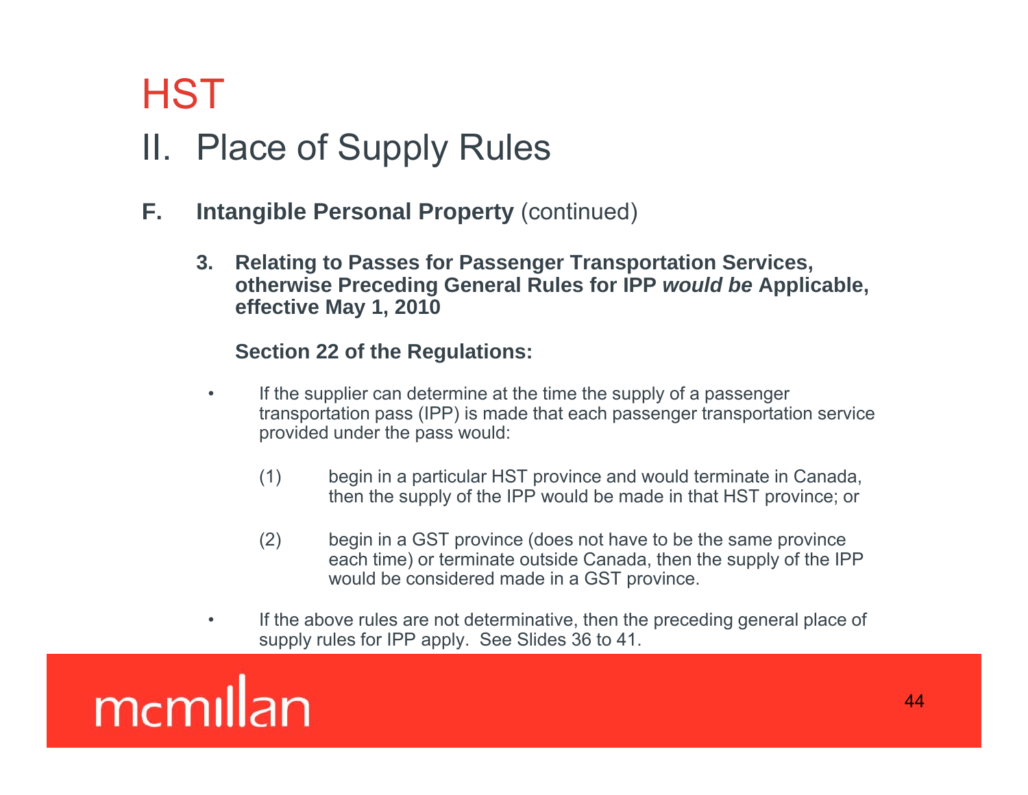# HST

## II. Place of Supply Rules

### F. Intangible Personal Property (continued)

**3. Relating to Passes for Passenger Transportation Services, otherwise Preceding General Rules for IPP *would be* Applicable, effective May 1, 2010**

**Section 22 of the Regulations:**

- If the supplier can determine at the time the supply of a passenger transportation pass (IPP) is made that each passenger transportation service provided under the pass would:

  (1) begin in a particular HST province and would terminate in Canada, then the supply of the IPP would be made in that HST province; or

  (2) begin in a GST province (does not have to be the same province each time) or terminate outside Canada, then the supply of the IPP would be considered made in a GST province.

- If the above rules are not determinative, then the preceding general place of supply rules for IPP apply. See Slides 36 to 41.

mcmillan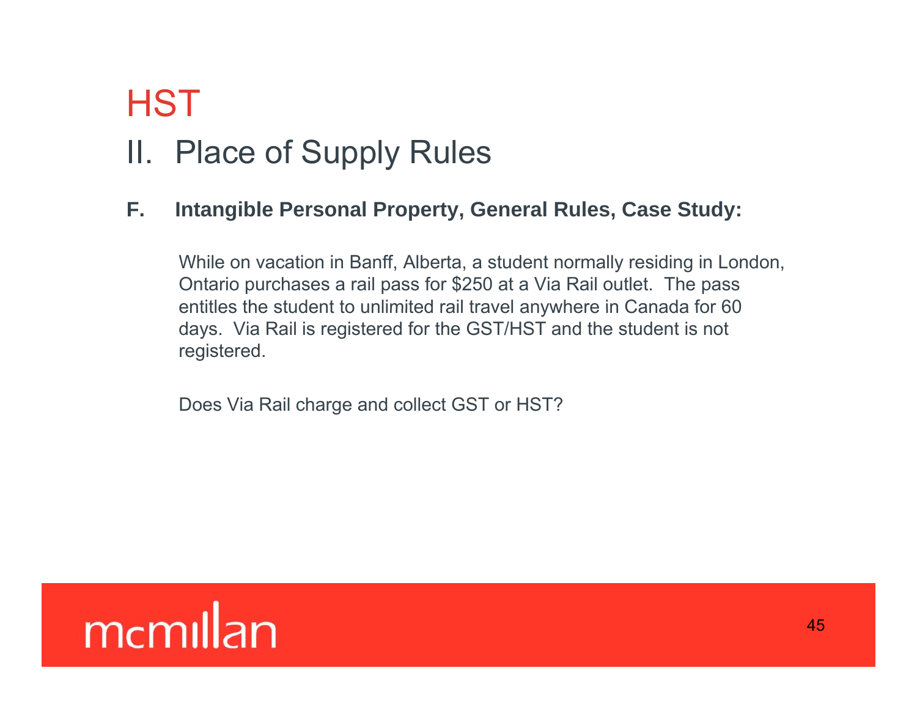# HST

## II. Place of Supply Rules

### F. Intangible Personal Property, General Rules, Case Study:

While on vacation in Banff, Alberta, a student normally residing in London, Ontario purchases a rail pass for $250 at a Via Rail outlet. The pass entitles the student to unlimited rail travel anywhere in Canada for 60 days. Via Rail is registered for the GST/HST and the student is not registered.

Does Via Rail charge and collect GST or HST?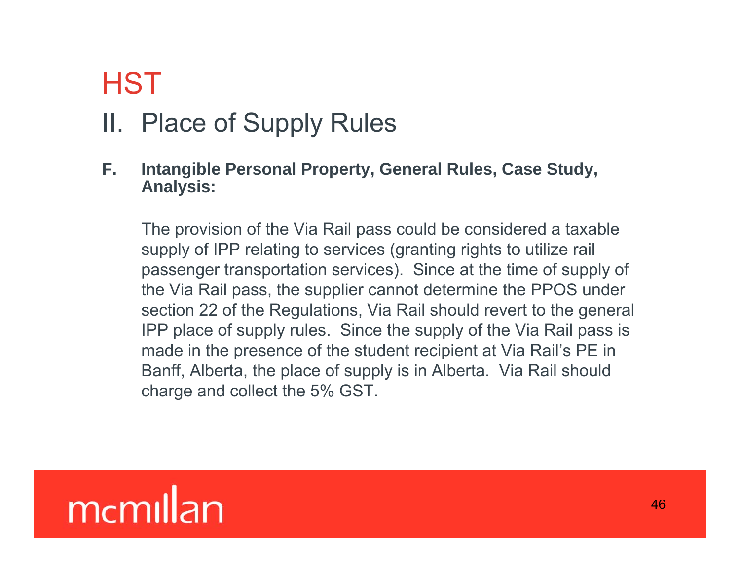# HST

## II. Place of Supply Rules

**F. Intangible Personal Property, General Rules, Case Study, Analysis:**

The provision of the Via Rail pass could be considered a taxable supply of IPP relating to services (granting rights to utilize rail passenger transportation services). Since at the time of supply of the Via Rail pass, the supplier cannot determine the PPOS under section 22 of the Regulations, Via Rail should revert to the general IPP place of supply rules. Since the supply of the Via Rail pass is made in the presence of the student recipient at Via Rail's PE in Banff, Alberta, the place of supply is in Alberta. Via Rail should charge and collect the 5% GST.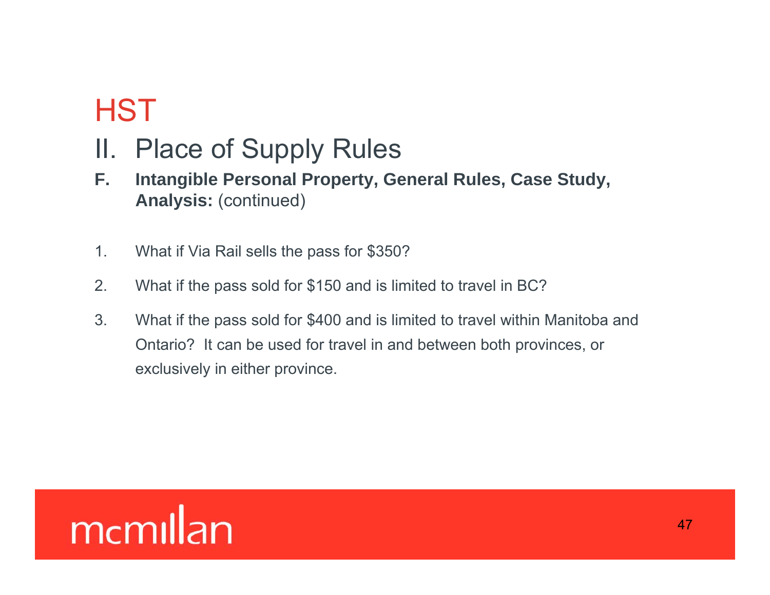# HST

## II. Place of Supply Rules

**F. Intangible Personal Property, General Rules, Case Study, Analysis:** (continued)

1. What if Via Rail sells the pass for $350?
2. What if the pass sold for $150 and is limited to travel in BC?
3. What if the pass sold for $400 and is limited to travel within Manitoba and Ontario? It can be used for travel in and between both provinces, or exclusively in either province.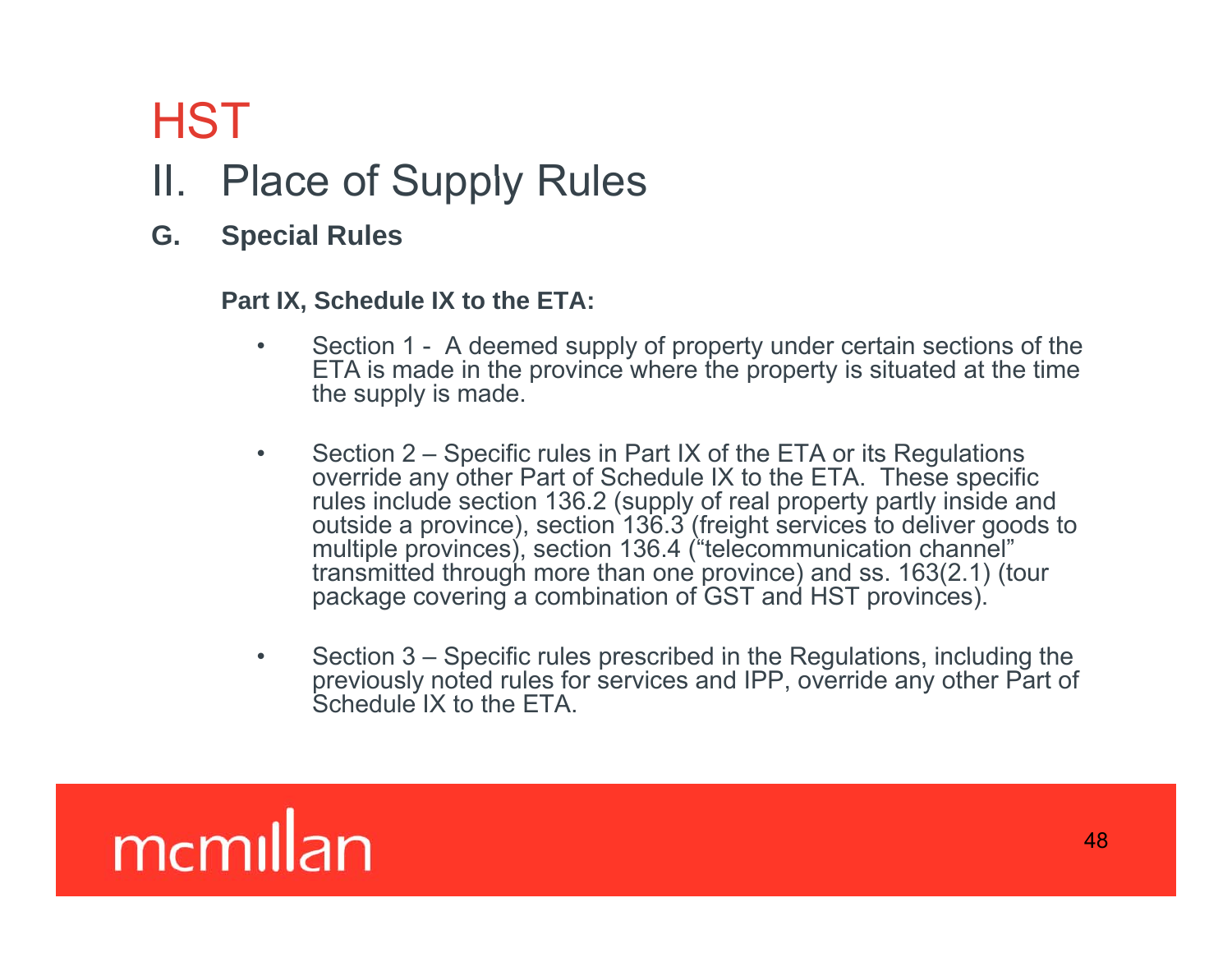# HST

## II. Place of Supply Rules

### G. Special Rules

**Part IX, Schedule IX to the ETA:**

- Section 1 - A deemed supply of property under certain sections of the ETA is made in the province where the property is situated at the time the supply is made.
- Section 2 – Specific rules in Part IX of the ETA or its Regulations override any other Part of Schedule IX to the ETA. These specific rules include section 136.2 (supply of real property partly inside and outside a province), section 136.3 (freight services to deliver goods to multiple provinces), section 136.4 ("telecommunication channel" transmitted through more than one province) and ss. 163(2.1) (tour package covering a combination of GST and HST provinces).
- Section 3 – Specific rules prescribed in the Regulations, including the previously noted rules for services and IPP, override any other Part of Schedule IX to the ETA.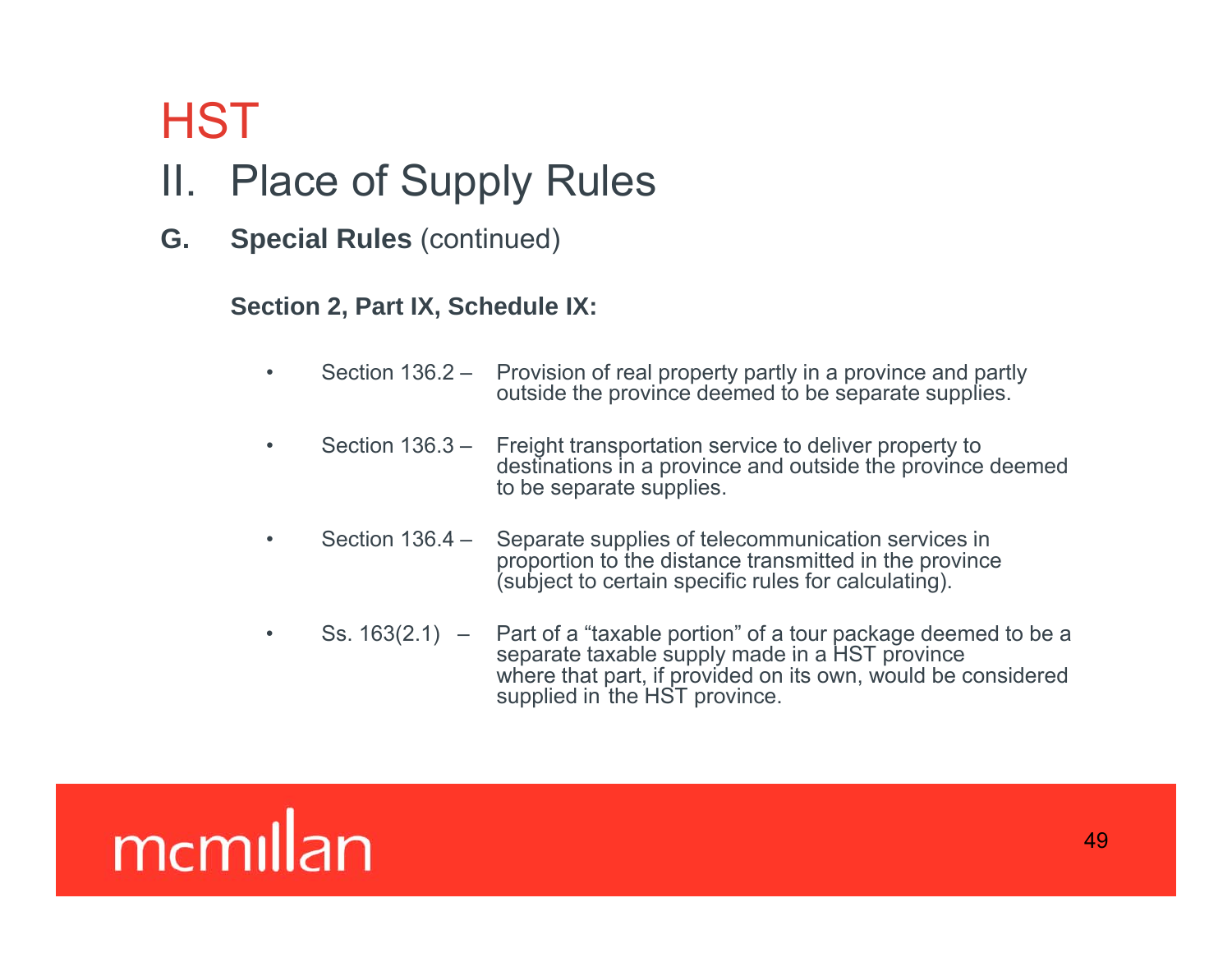# HST

## II. Place of Supply Rules

**G. Special Rules** (continued)

**Section 2, Part IX, Schedule IX:**

- Section 136.2 – Provision of real property partly in a province and partly outside the province deemed to be separate supplies.
- Section 136.3 – Freight transportation service to deliver property to destinations in a province and outside the province deemed to be separate supplies.
- Section 136.4 – Separate supplies of telecommunication services in proportion to the distance transmitted in the province (subject to certain specific rules for calculating).
- Ss. 163(2.1) – Part of a "taxable portion" of a tour package deemed to be a separate taxable supply made in a HST province where that part, if provided on its own, would be considered supplied in the HST province.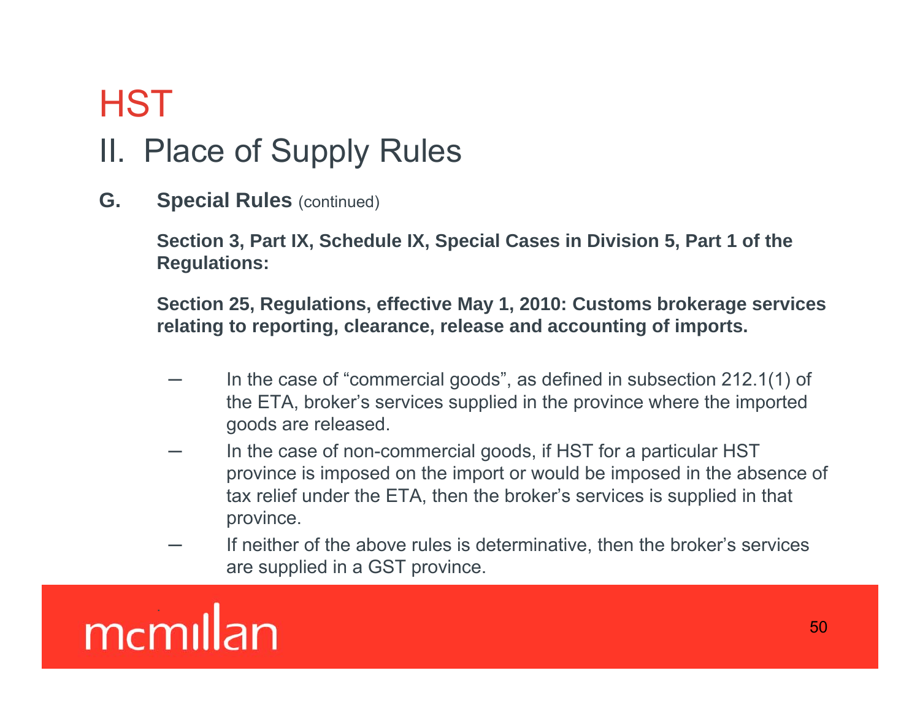# HST

## II. Place of Supply Rules

**G. Special Rules** (continued)

**Section 3, Part IX, Schedule IX, Special Cases in Division 5, Part 1 of the Regulations:**

**Section 25, Regulations, effective May 1, 2010: Customs brokerage services relating to reporting, clearance, release and accounting of imports.**

- In the case of "commercial goods", as defined in subsection 212.1(1) of the ETA, broker's services supplied in the province where the imported goods are released.
- In the case of non-commercial goods, if HST for a particular HST province is imposed on the import or would be imposed in the absence of tax relief under the ETA, then the broker's services is supplied in that province.
- If neither of the above rules is determinative, then the broker's services are supplied in a GST province.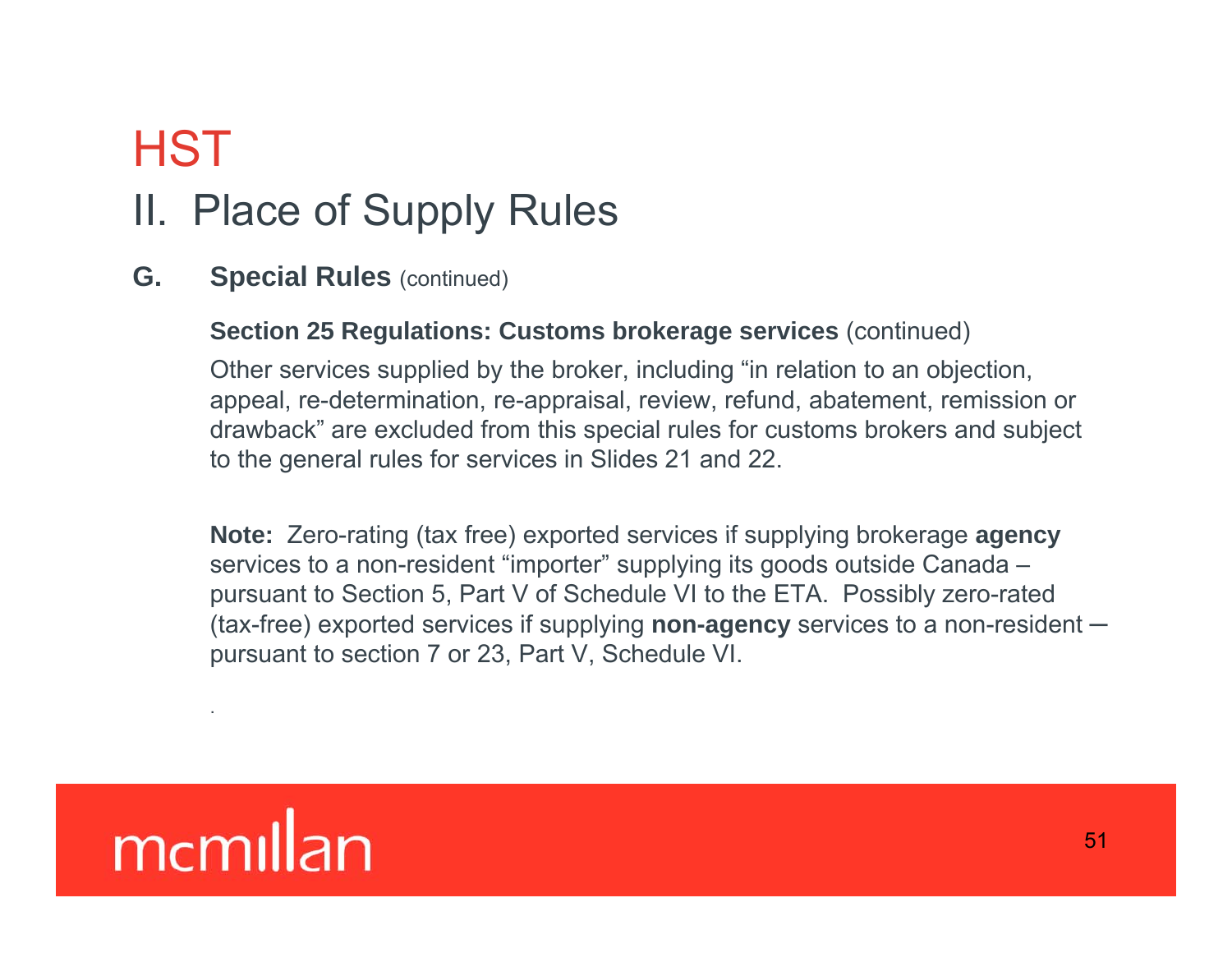# HST

## II. Place of Supply Rules

**G. Special Rules** (continued)

**Section 25 Regulations: Customs brokerage services** (continued)

Other services supplied by the broker, including “in relation to an objection, appeal, re-determination, re-appraisal, review, refund, abatement, remission or drawback” are excluded from this special rules for customs brokers and subject to the general rules for services in Slides 21 and 22.

**Note:** Zero-rating (tax free) exported services if supplying brokerage **agency** services to a non-resident “importer” supplying its goods outside Canada – pursuant to Section 5, Part V of Schedule VI to the ETA. Possibly zero-rated (tax-free) exported services if supplying **non-agency** services to a non-resident – pursuant to section 7 or 23, Part V, Schedule VI.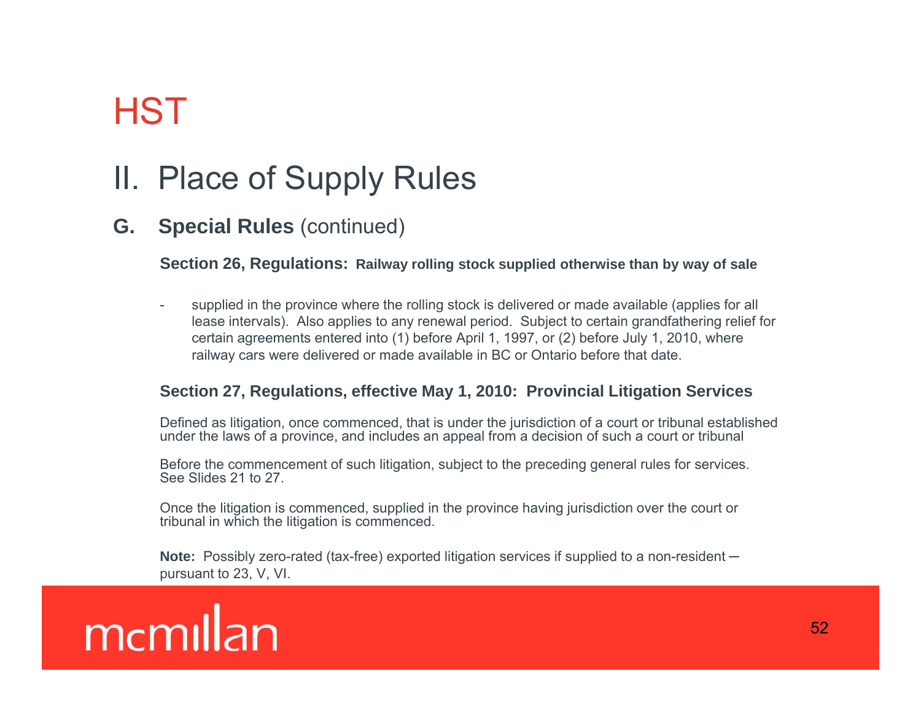# HST

## II. Place of Supply Rules

### G. **Special Rules** (continued)

**Section 26, Regulations: Railway rolling stock supplied otherwise than by way of sale**

- supplied in the province where the rolling stock is delivered or made available (applies for all lease intervals). Also applies to any renewal period. Subject to certain grandfathering relief for certain agreements entered into (1) before April 1, 1997, or (2) before July 1, 2010, where railway cars were delivered or made available in BC or Ontario before that date.

**Section 27, Regulations, effective May 1, 2010: Provincial Litigation Services**

Defined as litigation, once commenced, that is under the jurisdiction of a court or tribunal established under the laws of a province, and includes an appeal from a decision of such a court or tribunal

Before the commencement of such litigation, subject to the preceding general rules for services. See Slides 21 to 27.

Once the litigation is commenced, supplied in the province having jurisdiction over the court or tribunal in which the litigation is commenced.

**Note:** Possibly zero-rated (tax-free) exported litigation services if supplied to a non-resident – pursuant to 23, V, VI.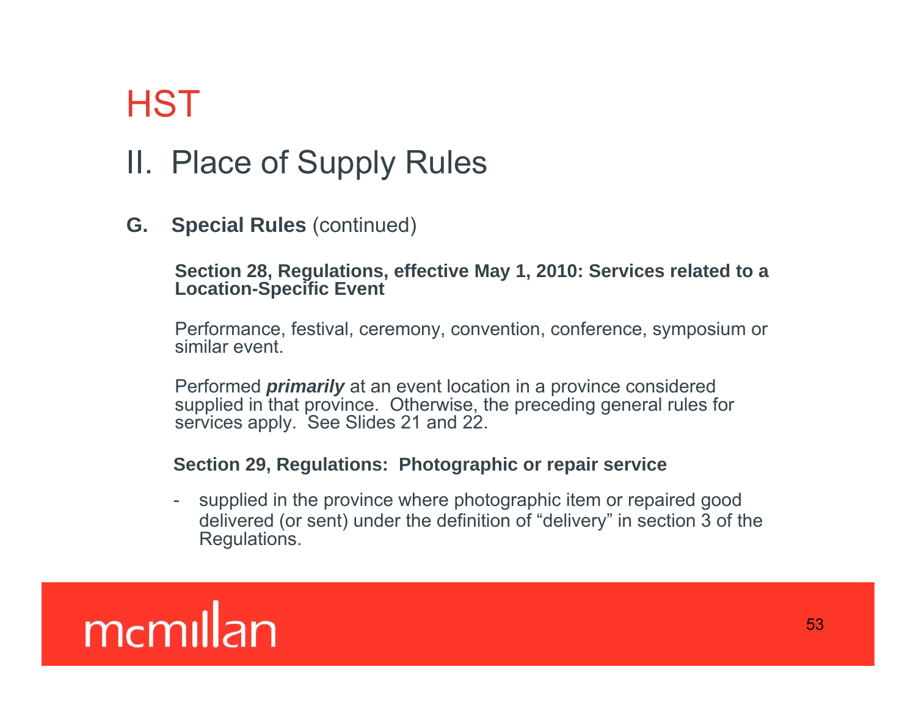# HST

## II. Place of Supply Rules

**G. Special Rules** (continued)

**Section 28, Regulations, effective May 1, 2010: Services related to a Location-Specific Event**

Performance, festival, ceremony, convention, conference, symposium or similar event.

Performed ***primarily*** at an event location in a province considered supplied in that province. Otherwise, the preceding general rules for services apply. See Slides 21 and 22.

**Section 29, Regulations: Photographic or repair service**

- supplied in the province where photographic item or repaired good delivered (or sent) under the definition of "delivery" in section 3 of the Regulations.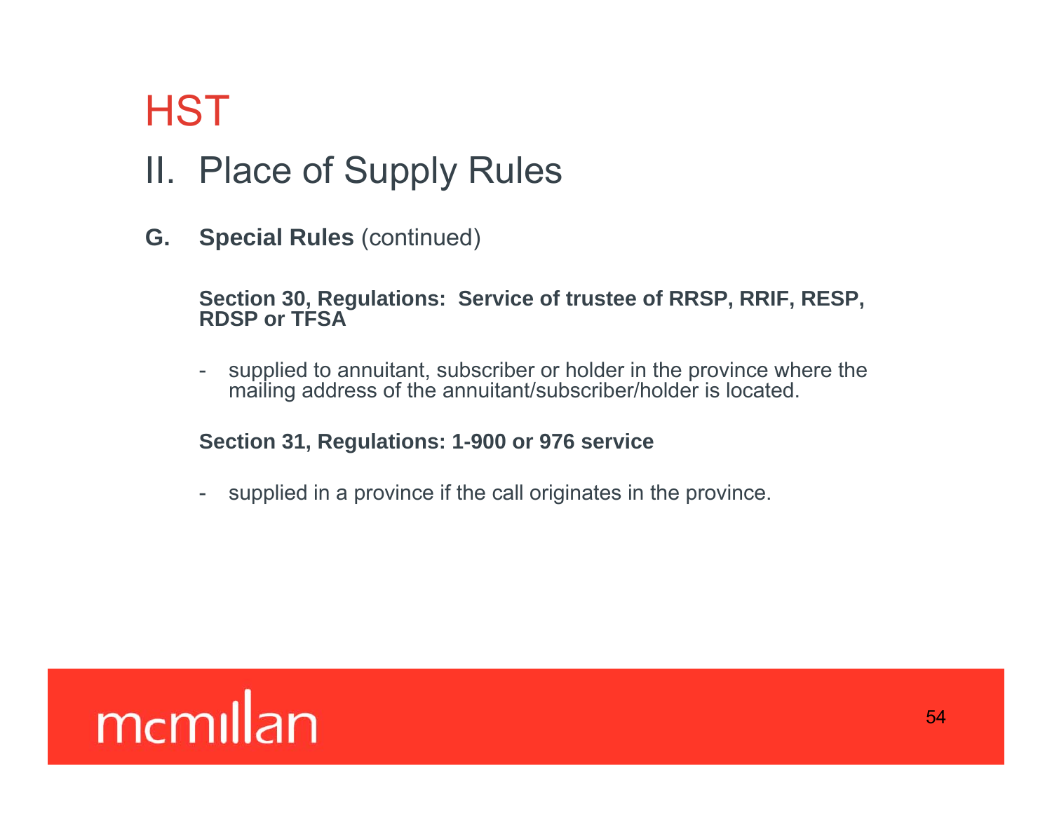# HST

## II. Place of Supply Rules

**G. Special Rules** (continued)

**Section 30, Regulations: Service of trustee of RRSP, RRIF, RESP, RDSP or TFSA**

- supplied to annuitant, subscriber or holder in the province where the mailing address of the annuitant/subscriber/holder is located.

**Section 31, Regulations: 1-900 or 976 service**

- supplied in a province if the call originates in the province.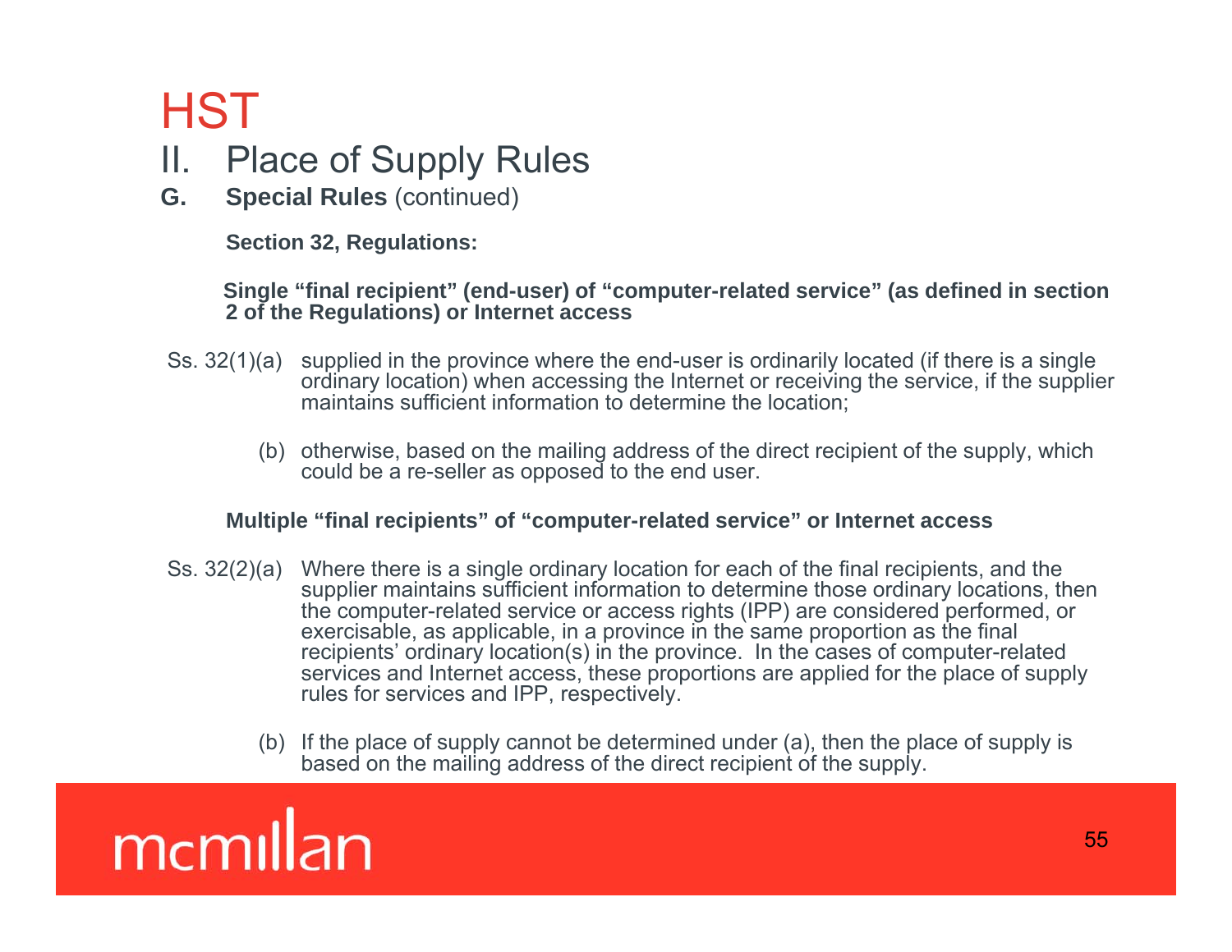# HST

## II. Place of Supply Rules

### G. **Special Rules** (continued)

**Section 32, Regulations:**

**Single “final recipient” (end-user) of “computer-related service” (as defined in section 2 of the Regulations) or Internet access**

Ss. 32(1)(a) supplied in the province where the end-user is ordinarily located (if there is a single ordinary location) when accessing the Internet or receiving the service, if the supplier maintains sufficient information to determine the location;

(b) otherwise, based on the mailing address of the direct recipient of the supply, which could be a re-seller as opposed to the end user.

**Multiple “final recipients” of “computer-related service” or Internet access**

Ss. 32(2)(a) Where there is a single ordinary location for each of the final recipients, and the supplier maintains sufficient information to determine those ordinary locations, then the computer-related service or access rights (IPP) are considered performed, or exercisable, as applicable, in a province in the same proportion as the final recipients’ ordinary location(s) in the province. In the cases of computer-related services and Internet access, these proportions are applied for the place of supply rules for services and IPP, respectively.

(b) If the place of supply cannot be determined under (a), then the place of supply is based on the mailing address of the direct recipient of the supply.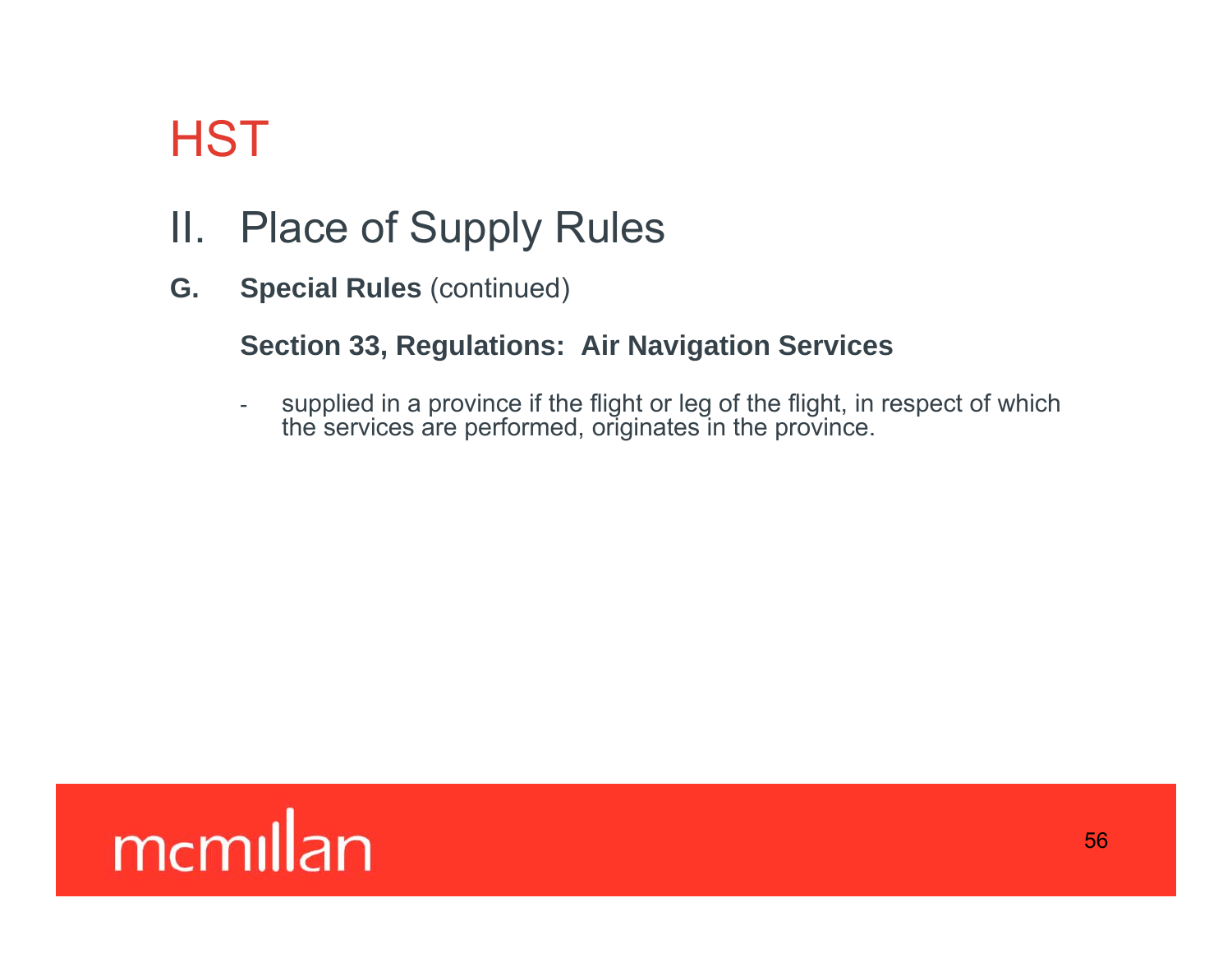# HST

## II. Place of Supply Rules

**G. Special Rules** (continued)

**Section 33, Regulations: Air Navigation Services**

- supplied in a province if the flight or leg of the flight, in respect of which the services are performed, originates in the province.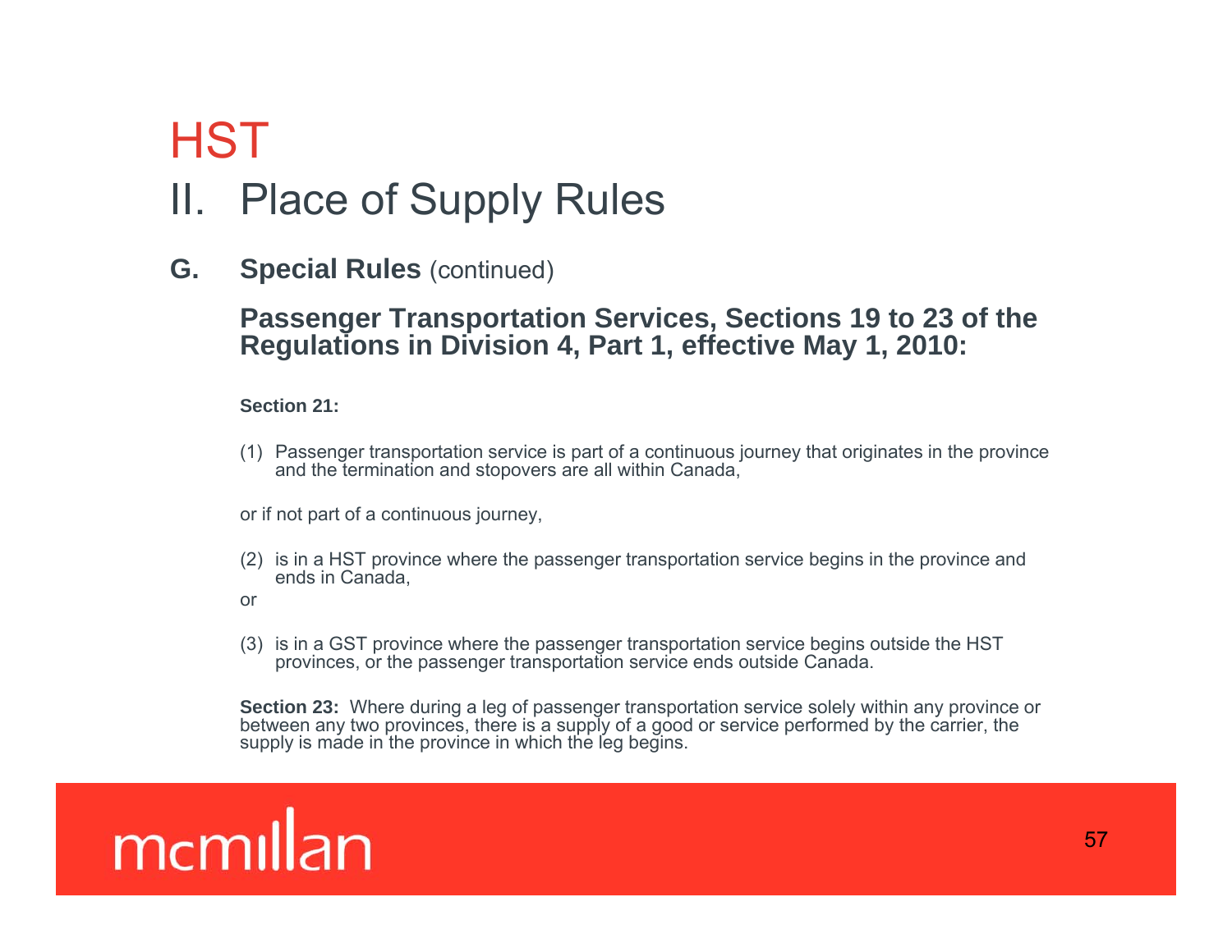# HST

## II. Place of Supply Rules

### G. Special Rules (continued)

**Passenger Transportation Services, Sections 19 to 23 of the Regulations in Division 4, Part 1, effective May 1, 2010:**

**Section 21:**

(1) Passenger transportation service is part of a continuous journey that originates in the province and the termination and stopovers are all within Canada,

or if not part of a continuous journey,

(2) is in a HST province where the passenger transportation service begins in the province and ends in Canada,

or

(3) is in a GST province where the passenger transportation service begins outside the HST provinces, or the passenger transportation service ends outside Canada.

**Section 23:** Where during a leg of passenger transportation service solely within any province or between any two provinces, there is a supply of a good or service performed by the carrier, the supply is made in the province in which the leg begins.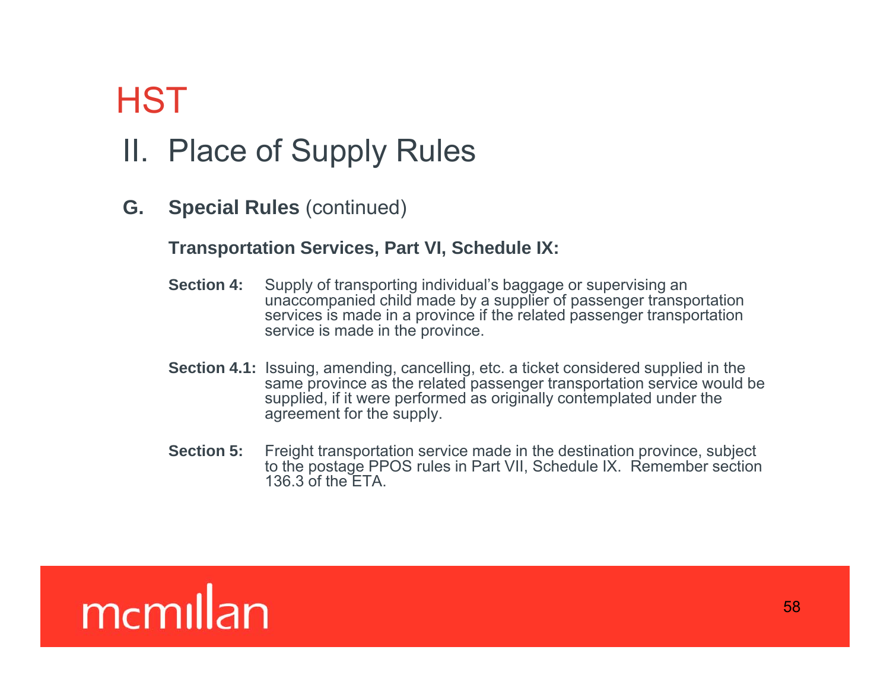# HST

## II. Place of Supply Rules

### G. Special Rules (continued)

**Transportation Services, Part VI, Schedule IX:**

**Section 4:** Supply of transporting individual's baggage or supervising an unaccompanied child made by a supplier of passenger transportation services is made in a province if the related passenger transportation service is made in the province.

**Section 4.1:** Issuing, amending, cancelling, etc. a ticket considered supplied in the same province as the related passenger transportation service would be supplied, if it were performed as originally contemplated under the agreement for the supply.

**Section 5:** Freight transportation service made in the destination province, subject to the postage PPOS rules in Part VII, Schedule IX. Remember section 136.3 of the ETA.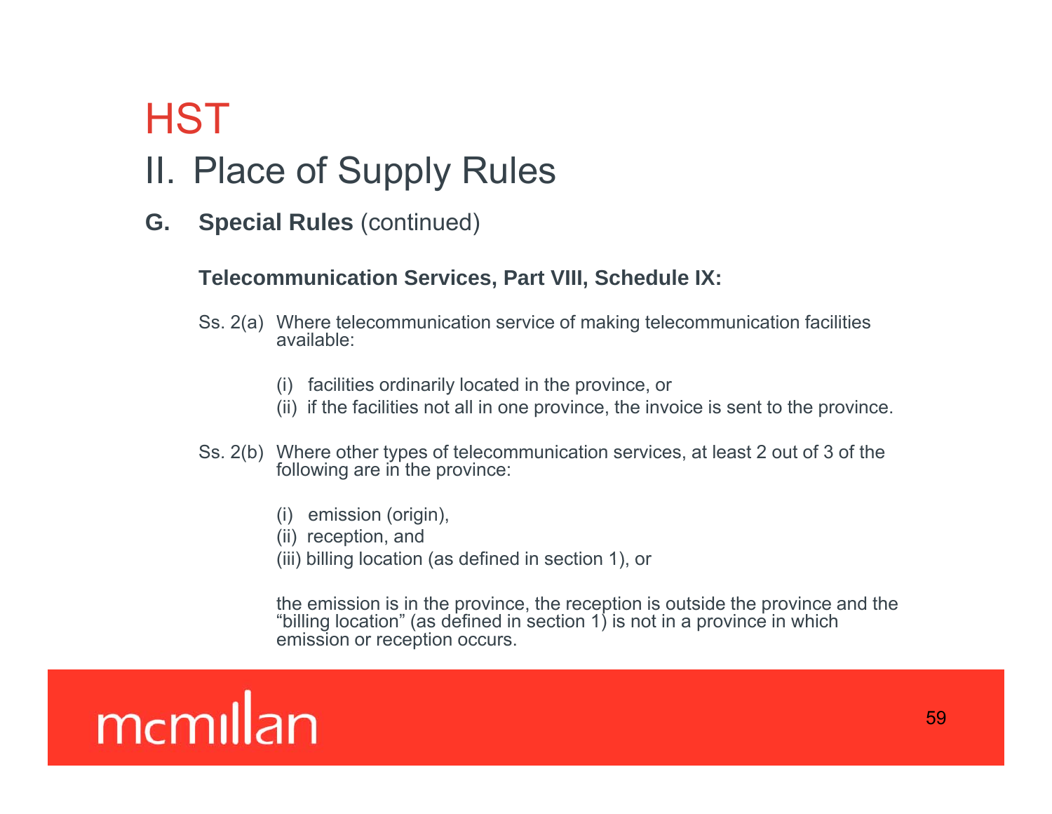# HST

## II. Place of Supply Rules

### G. **Special Rules** (continued)

**Telecommunication Services, Part VIII, Schedule IX:**

Ss. 2(a) Where telecommunication service of making telecommunication facilities available:

- (i) facilities ordinarily located in the province, or
- (ii) if the facilities not all in one province, the invoice is sent to the province.

Ss. 2(b) Where other types of telecommunication services, at least 2 out of 3 of the following are in the province:

- (i) emission (origin),
- (ii) reception, and
- (iii) billing location (as defined in section 1), or

the emission is in the province, the reception is outside the province and the "billing location" (as defined in section 1) is not in a province in which emission or reception occurs.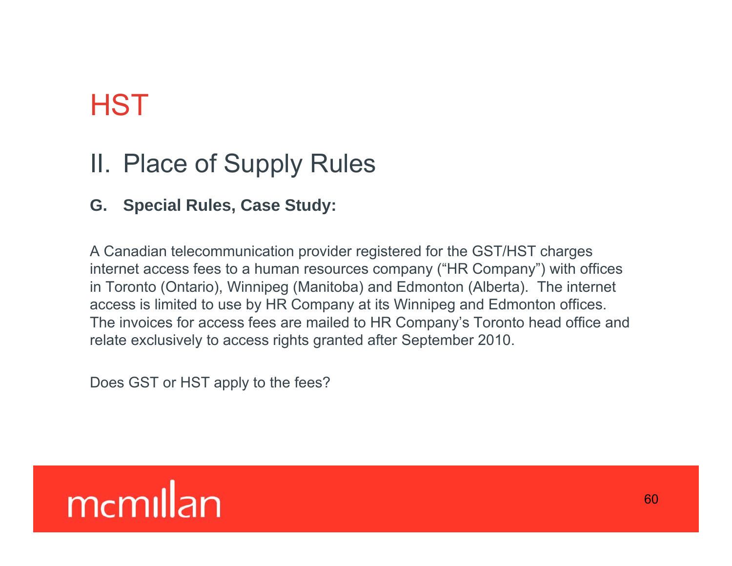# HST

## II. Place of Supply Rules

### G. Special Rules, Case Study:

A Canadian telecommunication provider registered for the GST/HST charges internet access fees to a human resources company ("HR Company") with offices in Toronto (Ontario), Winnipeg (Manitoba) and Edmonton (Alberta). The internet access is limited to use by HR Company at its Winnipeg and Edmonton offices. The invoices for access fees are mailed to HR Company's Toronto head office and relate exclusively to access rights granted after September 2010.

Does GST or HST apply to the fees?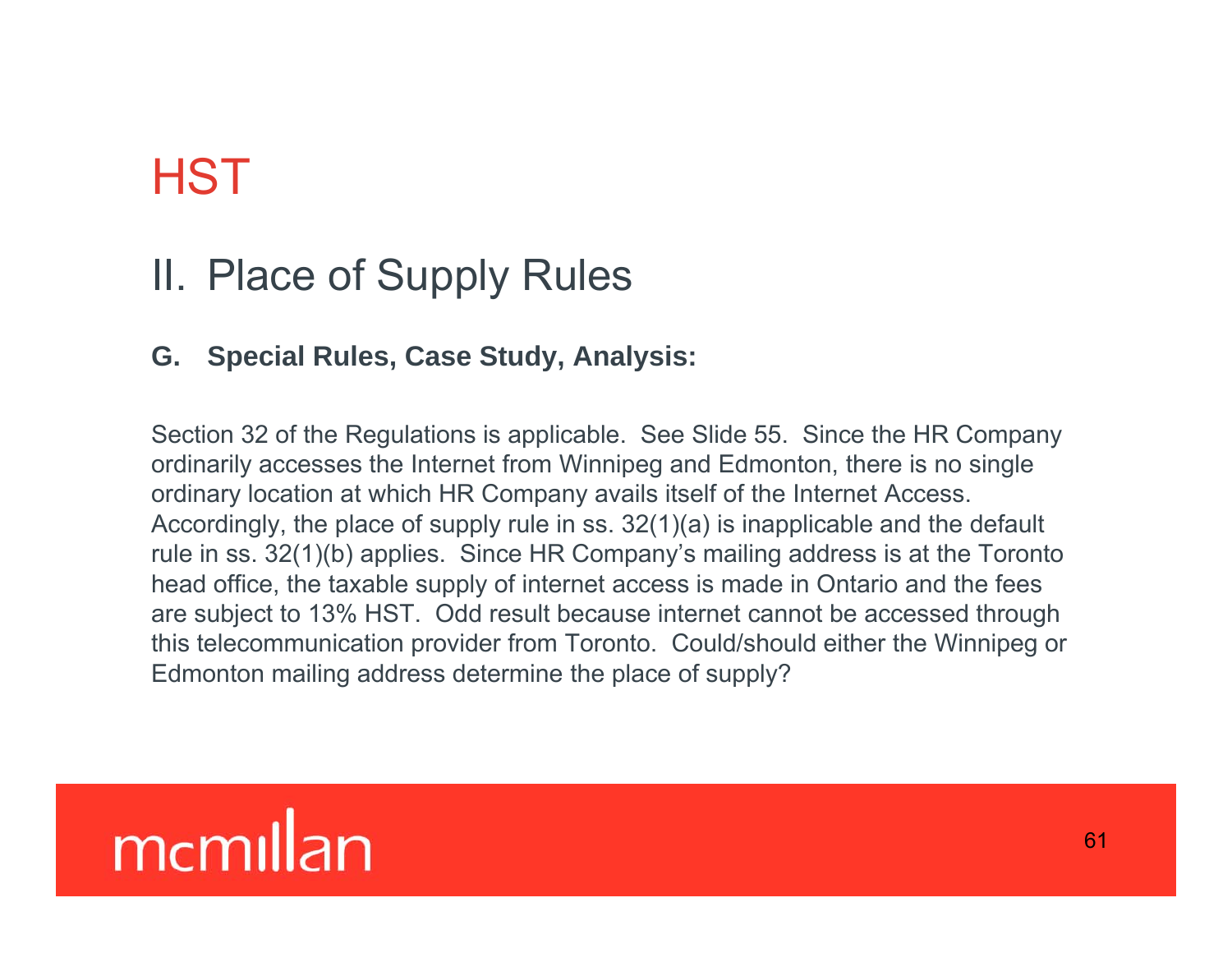# HST

## II. Place of Supply Rules

### G. Special Rules, Case Study, Analysis:

Section 32 of the Regulations is applicable. See Slide 55. Since the HR Company ordinarily accesses the Internet from Winnipeg and Edmonton, there is no single ordinary location at which HR Company avails itself of the Internet Access. Accordingly, the place of supply rule in ss. 32(1)(a) is inapplicable and the default rule in ss. 32(1)(b) applies. Since HR Company's mailing address is at the Toronto head office, the taxable supply of internet access is made in Ontario and the fees are subject to 13% HST. Odd result because internet cannot be accessed through this telecommunication provider from Toronto. Could/should either the Winnipeg or Edmonton mailing address determine the place of supply?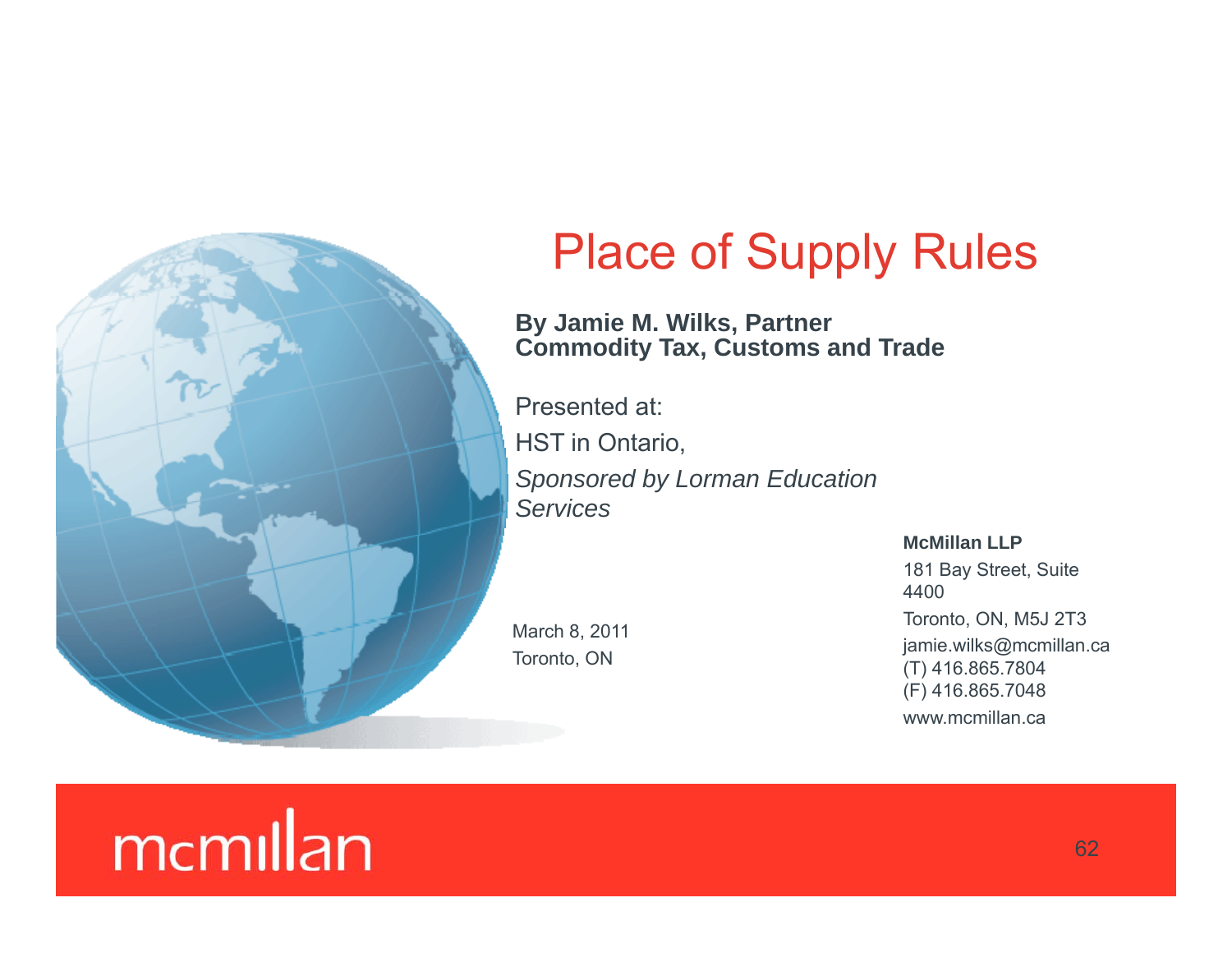# Place of Supply Rules

**By Jamie M. Wilks, Partner**
**Commodity Tax, Customs and Trade**

Presented at:

HST in Ontario,

*Sponsored by Lorman Education Services*

March 8, 2011
Toronto, ON

**McMillan LLP**

181 Bay Street, Suite 4400

Toronto, ON, M5J 2T3

jamie.wilks@mcmillan.ca
(T) 416.865.7804
(F) 416.865.7048

www.mcmillan.ca

mcmillan